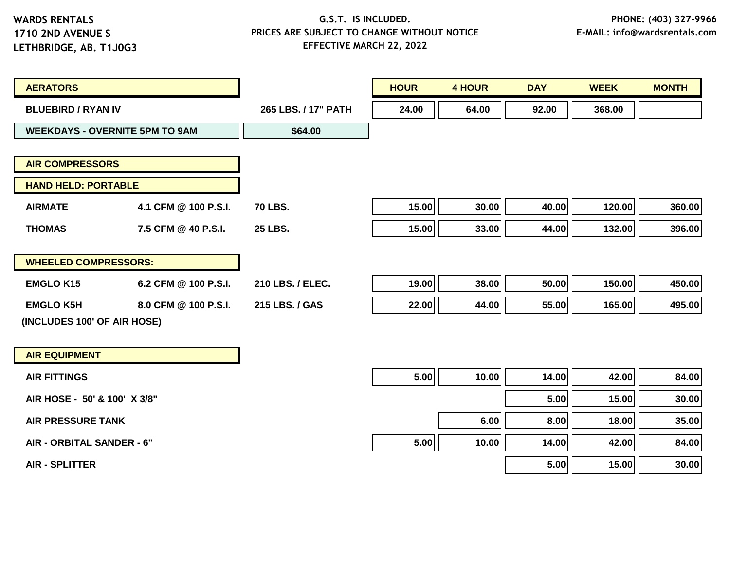WARDS RENTALS
1710 2ND AVENUE S
LETHBRIDGE, AB. T1J0G3

G.S.T. IS INCLUDED.
PRICES ARE SUBJECT TO CHANGE WITHOUT NOTICE
EFFECTIVE MARCH 22, 2022

PHONE: (403) 327-9966
E-MAIL: info@wardsrentals.com

| AERATORS | | | HOUR | 4 HOUR | DAY | WEEK | MONTH |
|---|---|---|---|---|---|---|---|
| BLUEBIRD / RYAN IV | | 265 LBS. / 17" PATH | 24.00 | 64.00 | 92.00 | 368.00 | |
| WEEKDAYS - OVERNITE 5PM TO 9AM | | $64.00 | | | | | |
| **AIR COMPRESSORS** | | | | | | | |
| **HAND HELD: PORTABLE** | | | | | | | |
| AIRMATE | 4.1 CFM @ 100 P.S.I. | 70 LBS. | 15.00 | 30.00 | 40.00 | 120.00 | 360.00 |
| THOMAS | 7.5 CFM @ 40 P.S.I. | 25 LBS. | 15.00 | 33.00 | 44.00 | 132.00 | 396.00 |
| **WHEELED COMPRESSORS:** | | | | | | | |
| EMGLO K15 | 6.2 CFM @ 100 P.S.I. | 210 LBS. / ELEC. | 19.00 | 38.00 | 50.00 | 150.00 | 450.00 |
| EMGLO K5H | 8.0 CFM @ 100 P.S.I. | 215 LBS. / GAS | 22.00 | 44.00 | 55.00 | 165.00 | 495.00 |
| (INCLUDES 100' OF AIR HOSE) | | | | | | | |
| **AIR EQUIPMENT** | | | | | | | |
| AIR FITTINGS | | | 5.00 | 10.00 | 14.00 | 42.00 | 84.00 |
| AIR HOSE - 50' & 100' X 3/8" | | | | | 5.00 | 15.00 | 30.00 |
| AIR PRESSURE TANK | | | | 6.00 | 8.00 | 18.00 | 35.00 |
| AIR - ORBITAL SANDER - 6" | | | 5.00 | 10.00 | 14.00 | 42.00 | 84.00 |
| AIR - SPLITTER | | | | | 5.00 | 15.00 | 30.00 |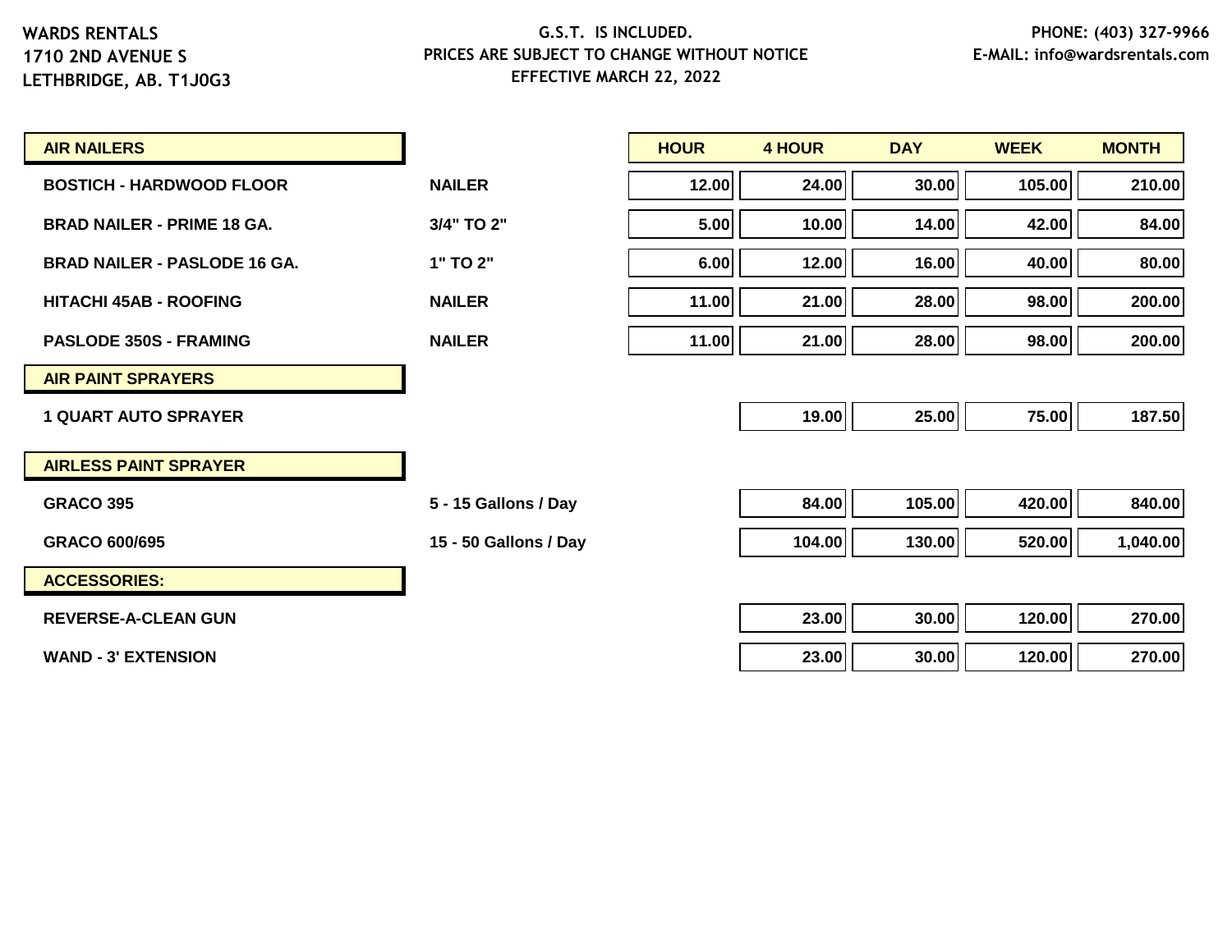WARDS RENTALS
1710 2ND AVENUE S
LETHBRIDGE, AB. T1J0G3

G.S.T. IS INCLUDED.
PRICES ARE SUBJECT TO CHANGE WITHOUT NOTICE
EFFECTIVE MARCH 22, 2022

PHONE: (403) 327-9966
E-MAIL: info@wardsrentals.com

| | | HOUR | 4 HOUR | DAY | WEEK | MONTH |
|---|---|---|---|---|---|---|
| **AIR NAILERS** | | | | | | |
| BOSTICH - HARDWOOD FLOOR | NAILER | 12.00 | 24.00 | 30.00 | 105.00 | 210.00 |
| BRAD NAILER - PRIME 18 GA. | 3/4" TO 2" | 5.00 | 10.00 | 14.00 | 42.00 | 84.00 |
| BRAD NAILER - PASLODE 16 GA. | 1" TO 2" | 6.00 | 12.00 | 16.00 | 40.00 | 80.00 |
| HITACHI 45AB - ROOFING | NAILER | 11.00 | 21.00 | 28.00 | 98.00 | 200.00 |
| PASLODE 350S - FRAMING | NAILER | 11.00 | 21.00 | 28.00 | 98.00 | 200.00 |
| **AIR PAINT SPRAYERS** | | | | | | |
| 1 QUART AUTO SPRAYER | | | 19.00 | 25.00 | 75.00 | 187.50 |
| **AIRLESS PAINT SPRAYER** | | | | | | |
| GRACO 395 | 5 - 15 Gallons / Day | | 84.00 | 105.00 | 420.00 | 840.00 |
| GRACO 600/695 | 15 - 50 Gallons / Day | | 104.00 | 130.00 | 520.00 | 1,040.00 |
| **ACCESSORIES:** | | | | | | |
| REVERSE-A-CLEAN GUN | | | 23.00 | 30.00 | 120.00 | 270.00 |
| WAND - 3' EXTENSION | | | 23.00 | 30.00 | 120.00 | 270.00 |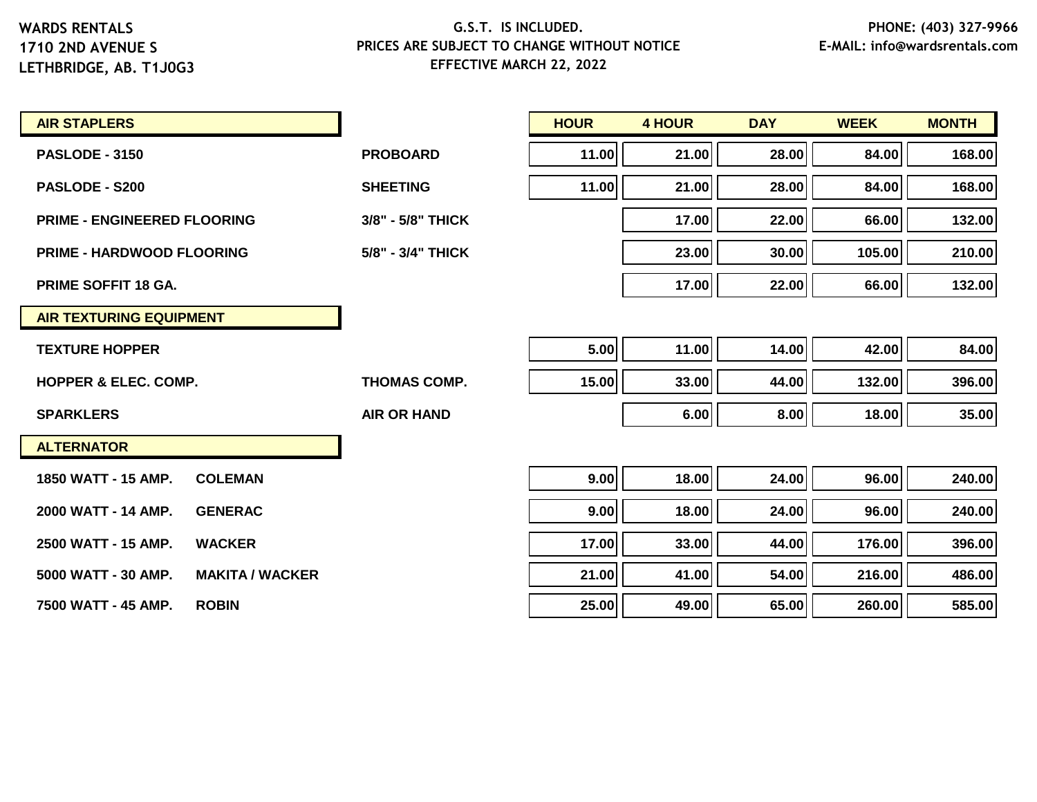WARDS RENTALS
1710 2ND AVENUE S
LETHBRIDGE, AB. T1J0G3

G.S.T. IS INCLUDED.
PRICES ARE SUBJECT TO CHANGE WITHOUT NOTICE
EFFECTIVE MARCH 22, 2022

PHONE: (403) 327-9966
E-MAIL: info@wardsrentals.com

| AIR STAPLERS | | HOUR | 4 HOUR | DAY | WEEK | MONTH |
|---|---|---|---|---|---|---|
| PASLODE - 3150 | PROBOARD | 11.00 | 21.00 | 28.00 | 84.00 | 168.00 |
| PASLODE - S200 | SHEETING | 11.00 | 21.00 | 28.00 | 84.00 | 168.00 |
| PRIME - ENGINEERED FLOORING | 3/8" - 5/8" THICK | | 17.00 | 22.00 | 66.00 | 132.00 |
| PRIME - HARDWOOD FLOORING | 5/8" - 3/4" THICK | | 23.00 | 30.00 | 105.00 | 210.00 |
| PRIME SOFFIT 18 GA. | | | 17.00 | 22.00 | 66.00 | 132.00 |
| **AIR TEXTURING EQUIPMENT** | | | | | | |
| TEXTURE HOPPER | | 5.00 | 11.00 | 14.00 | 42.00 | 84.00 |
| HOPPER & ELEC. COMP. | THOMAS COMP. | 15.00 | 33.00 | 44.00 | 132.00 | 396.00 |
| SPARKLERS | AIR OR HAND | | 6.00 | 8.00 | 18.00 | 35.00 |
| **ALTERNATOR** | | | | | | |
| 1850 WATT - 15 AMP. COLEMAN | | 9.00 | 18.00 | 24.00 | 96.00 | 240.00 |
| 2000 WATT - 14 AMP. GENERAC | | 9.00 | 18.00 | 24.00 | 96.00 | 240.00 |
| 2500 WATT - 15 AMP. WACKER | | 17.00 | 33.00 | 44.00 | 176.00 | 396.00 |
| 5000 WATT - 30 AMP. MAKITA / WACKER | | 21.00 | 41.00 | 54.00 | 216.00 | 486.00 |
| 7500 WATT - 45 AMP. ROBIN | | 25.00 | 49.00 | 65.00 | 260.00 | 585.00 |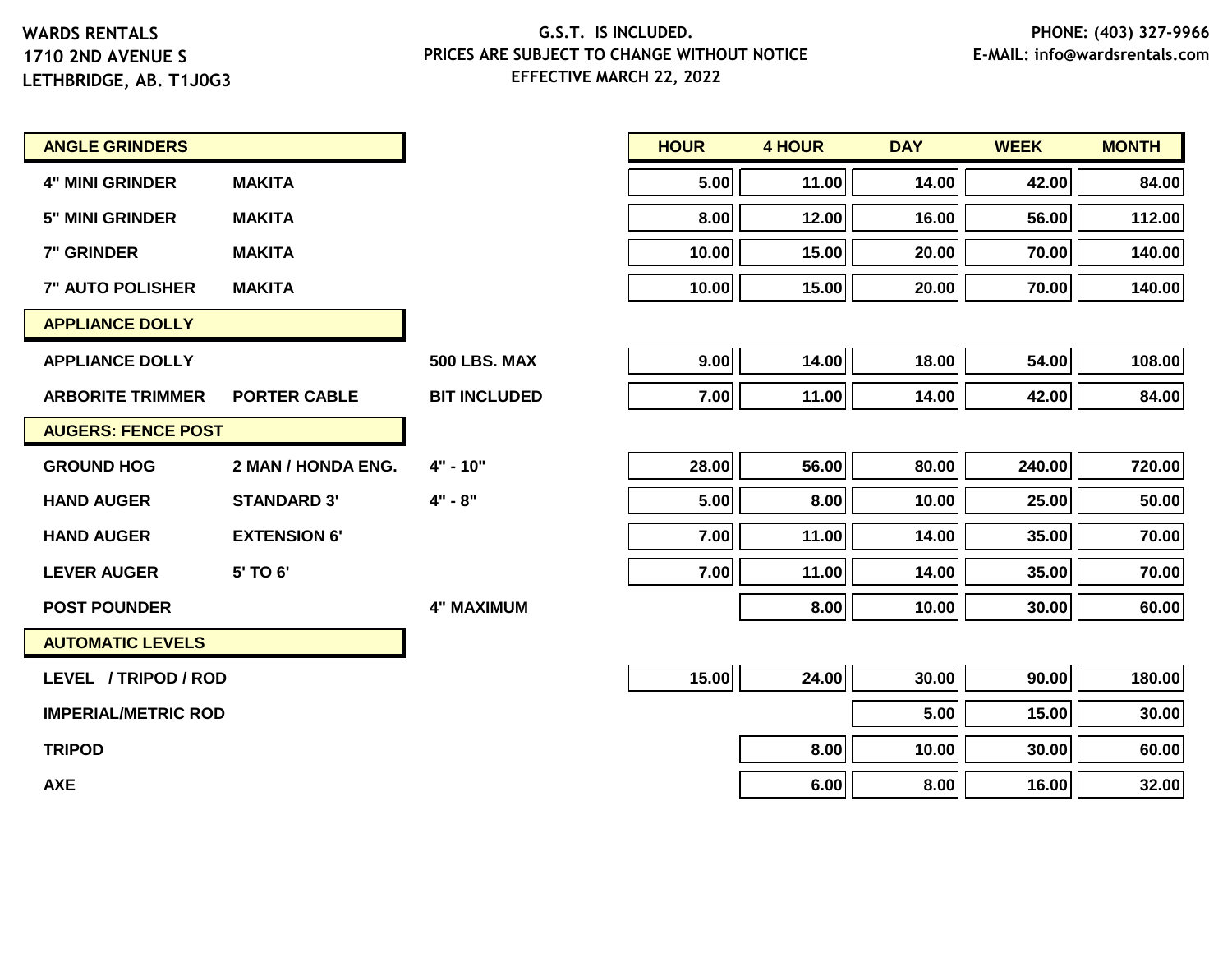WARDS RENTALS
1710 2ND AVENUE S
LETHBRIDGE, AB. T1J0G3

G.S.T. IS INCLUDED.
PRICES ARE SUBJECT TO CHANGE WITHOUT NOTICE
EFFECTIVE MARCH 22, 2022

PHONE: (403) 327-9966
E-MAIL: info@wardsrentals.com

| ITEM | | | HOUR | 4 HOUR | DAY | WEEK | MONTH |
|---|---|---|---|---|---|---|---|
| **ANGLE GRINDERS** | | | | | | | |
| 4" MINI GRINDER | MAKITA | | 5.00 | 11.00 | 14.00 | 42.00 | 84.00 |
| 5" MINI GRINDER | MAKITA | | 8.00 | 12.00 | 16.00 | 56.00 | 112.00 |
| 7" GRINDER | MAKITA | | 10.00 | 15.00 | 20.00 | 70.00 | 140.00 |
| 7" AUTO POLISHER | MAKITA | | 10.00 | 15.00 | 20.00 | 70.00 | 140.00 |
| **APPLIANCE DOLLY** | | | | | | | |
| APPLIANCE DOLLY | | 500 LBS. MAX | 9.00 | 14.00 | 18.00 | 54.00 | 108.00 |
| ARBORITE TRIMMER | PORTER CABLE | BIT INCLUDED | 7.00 | 11.00 | 14.00 | 42.00 | 84.00 |
| **AUGERS: FENCE POST** | | | | | | | |
| GROUND HOG | 2 MAN / HONDA ENG. | 4" - 10" | 28.00 | 56.00 | 80.00 | 240.00 | 720.00 |
| HAND AUGER | STANDARD 3' | 4" - 8" | 5.00 | 8.00 | 10.00 | 25.00 | 50.00 |
| HAND AUGER | EXTENSION 6' | | 7.00 | 11.00 | 14.00 | 35.00 | 70.00 |
| LEVER AUGER | 5' TO 6' | | 7.00 | 11.00 | 14.00 | 35.00 | 70.00 |
| POST POUNDER | | 4" MAXIMUM | | 8.00 | 10.00 | 30.00 | 60.00 |
| **AUTOMATIC LEVELS** | | | | | | | |
| LEVEL / TRIPOD / ROD | | | 15.00 | 24.00 | 30.00 | 90.00 | 180.00 |
| IMPERIAL/METRIC ROD | | | | | 5.00 | 15.00 | 30.00 |
| TRIPOD | | | | 8.00 | 10.00 | 30.00 | 60.00 |
| AXE | | | | 6.00 | 8.00 | 16.00 | 32.00 |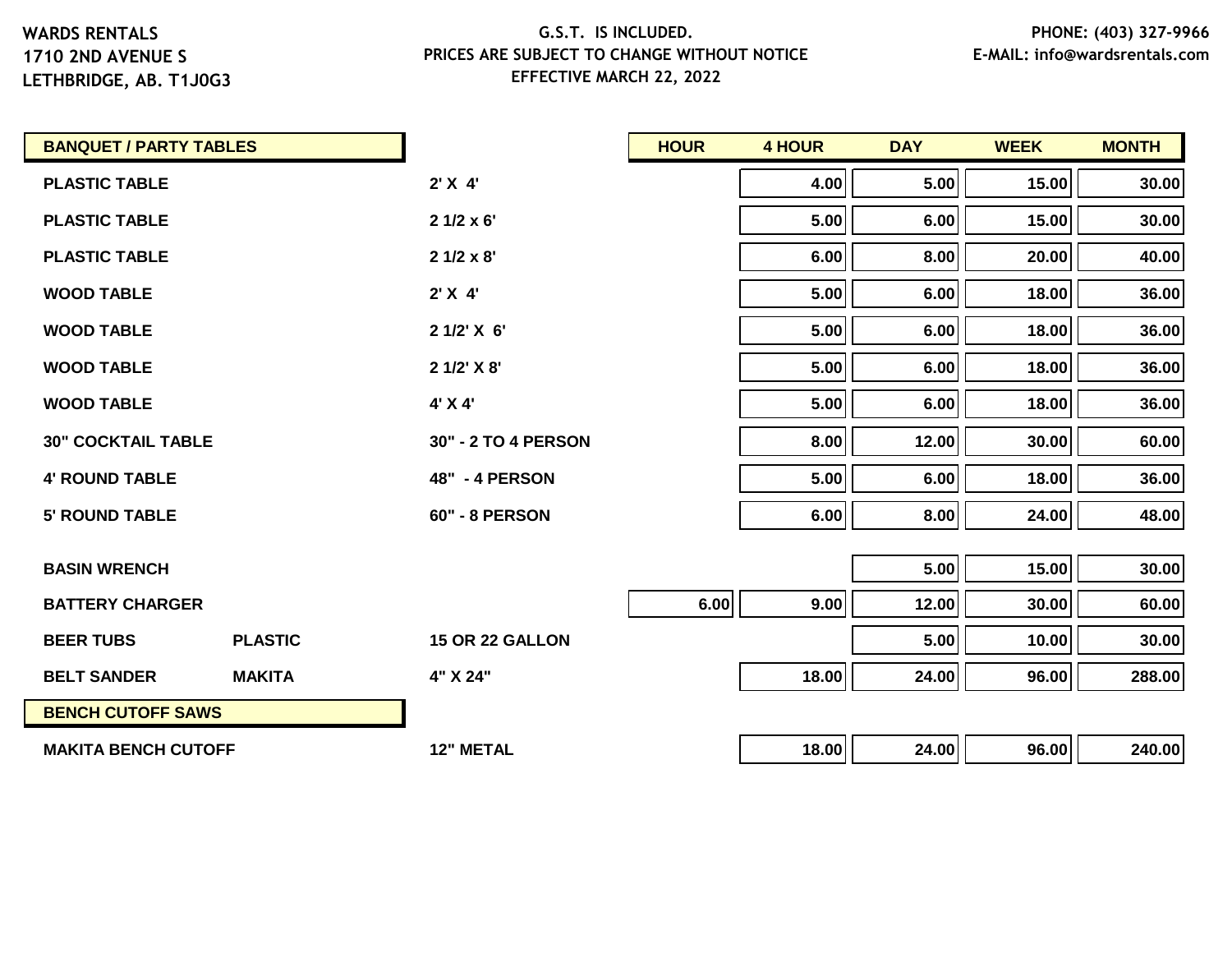WARDS RENTALS
1710 2ND AVENUE S
LETHBRIDGE, AB. T1J0G3

G.S.T. IS INCLUDED.
PRICES ARE SUBJECT TO CHANGE WITHOUT NOTICE
EFFECTIVE MARCH 22, 2022

PHONE: (403) 327-9966
E-MAIL: info@wardsrentals.com

| BANQUET / PARTY TABLES | | | HOUR | 4 HOUR | DAY | WEEK | MONTH |
|---|---|---|---|---|---|---|---|
| PLASTIC TABLE | | 2' X 4' | | 4.00 | 5.00 | 15.00 | 30.00 |
| PLASTIC TABLE | | 2 1/2 x 6' | | 5.00 | 6.00 | 15.00 | 30.00 |
| PLASTIC TABLE | | 2 1/2 x 8' | | 6.00 | 8.00 | 20.00 | 40.00 |
| WOOD TABLE | | 2' X 4' | | 5.00 | 6.00 | 18.00 | 36.00 |
| WOOD TABLE | | 2 1/2' X 6' | | 5.00 | 6.00 | 18.00 | 36.00 |
| WOOD TABLE | | 2 1/2' X 8' | | 5.00 | 6.00 | 18.00 | 36.00 |
| WOOD TABLE | | 4' X 4' | | 5.00 | 6.00 | 18.00 | 36.00 |
| 30" COCKTAIL TABLE | | 30" - 2 TO 4 PERSON | | 8.00 | 12.00 | 30.00 | 60.00 |
| 4' ROUND TABLE | | 48" - 4 PERSON | | 5.00 | 6.00 | 18.00 | 36.00 |
| 5' ROUND TABLE | | 60" - 8 PERSON | | 6.00 | 8.00 | 24.00 | 48.00 |
| BASIN WRENCH | | | | | 5.00 | 15.00 | 30.00 |
| BATTERY CHARGER | | | 6.00 | 9.00 | 12.00 | 30.00 | 60.00 |
| BEER TUBS | PLASTIC | 15 OR 22 GALLON | | | 5.00 | 10.00 | 30.00 |
| BELT SANDER | MAKITA | 4" X 24" | | 18.00 | 24.00 | 96.00 | 288.00 |
| **BENCH CUTOFF SAWS** | | | | | | | |
| MAKITA BENCH CUTOFF | | 12" METAL | | 18.00 | 24.00 | 96.00 | 240.00 |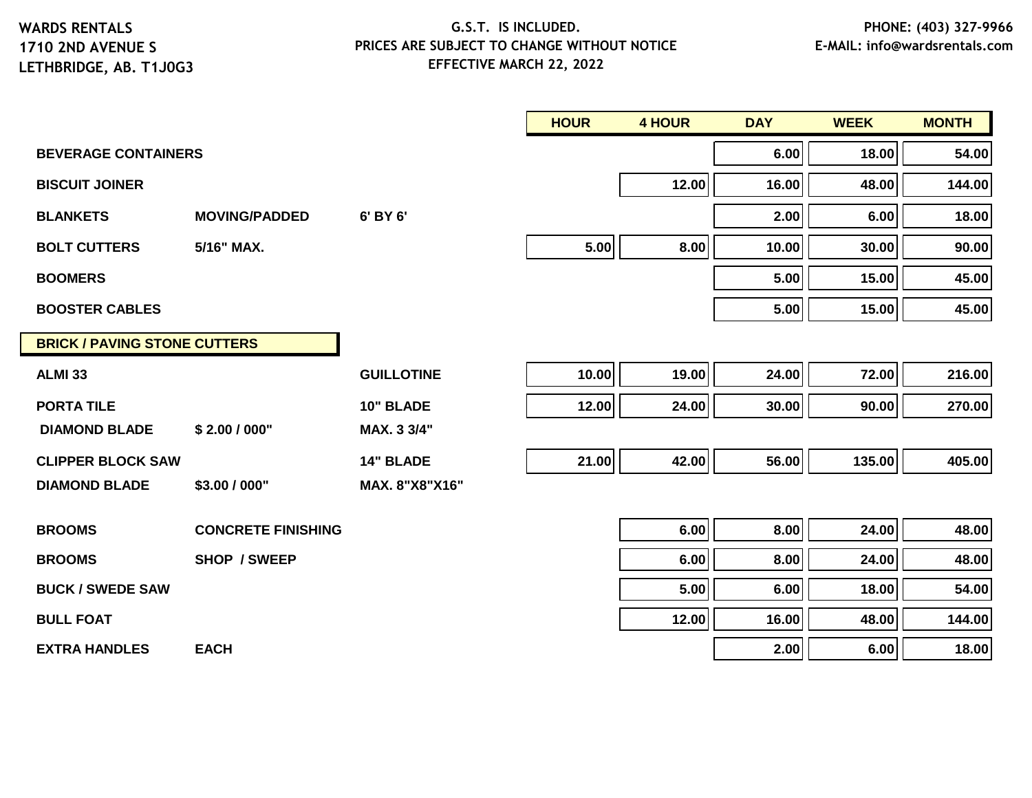WARDS RENTALS
1710 2ND AVENUE S
LETHBRIDGE, AB. T1J0G3

G.S.T. IS INCLUDED.
PRICES ARE SUBJECT TO CHANGE WITHOUT NOTICE
EFFECTIVE MARCH 22, 2022

PHONE: (403) 327-9966
E-MAIL: info@wardsrentals.com

| | | | HOUR | 4 HOUR | DAY | WEEK | MONTH |
|---|---|---|---|---|---|---|---|
| **BEVERAGE CONTAINERS** | | | | | 6.00 | 18.00 | 54.00 |
| **BISCUIT JOINER** | | | | 12.00 | 16.00 | 48.00 | 144.00 |
| **BLANKETS** | **MOVING/PADDED** | **6' BY 6'** | | | 2.00 | 6.00 | 18.00 |
| **BOLT CUTTERS** | **5/16" MAX.** | | 5.00 | 8.00 | 10.00 | 30.00 | 90.00 |
| **BOOMERS** | | | | | 5.00 | 15.00 | 45.00 |
| **BOOSTER CABLES** | | | | | 5.00 | 15.00 | 45.00 |
| **BRICK / PAVING STONE CUTTERS** | | | | | | | |
| **ALMI 33** | | **GUILLOTINE** | 10.00 | 19.00 | 24.00 | 72.00 | 216.00 |
| **PORTA TILE** | | **10" BLADE** | 12.00 | 24.00 | 30.00 | 90.00 | 270.00 |
| **DIAMOND BLADE** | **$ 2.00 / 000"** | **MAX. 3 3/4"** | | | | | |
| **CLIPPER BLOCK SAW** | | **14" BLADE** | 21.00 | 42.00 | 56.00 | 135.00 | 405.00 |
| **DIAMOND BLADE** | **$3.00 / 000"** | **MAX. 8"X8"X16"** | | | | | |
| **BROOMS** | **CONCRETE FINISHING** | | | 6.00 | 8.00 | 24.00 | 48.00 |
| **BROOMS** | **SHOP / SWEEP** | | | 6.00 | 8.00 | 24.00 | 48.00 |
| **BUCK / SWEDE SAW** | | | | 5.00 | 6.00 | 18.00 | 54.00 |
| **BULL FOAT** | | | | 12.00 | 16.00 | 48.00 | 144.00 |
| **EXTRA HANDLES** | **EACH** | | | | 2.00 | 6.00 | 18.00 |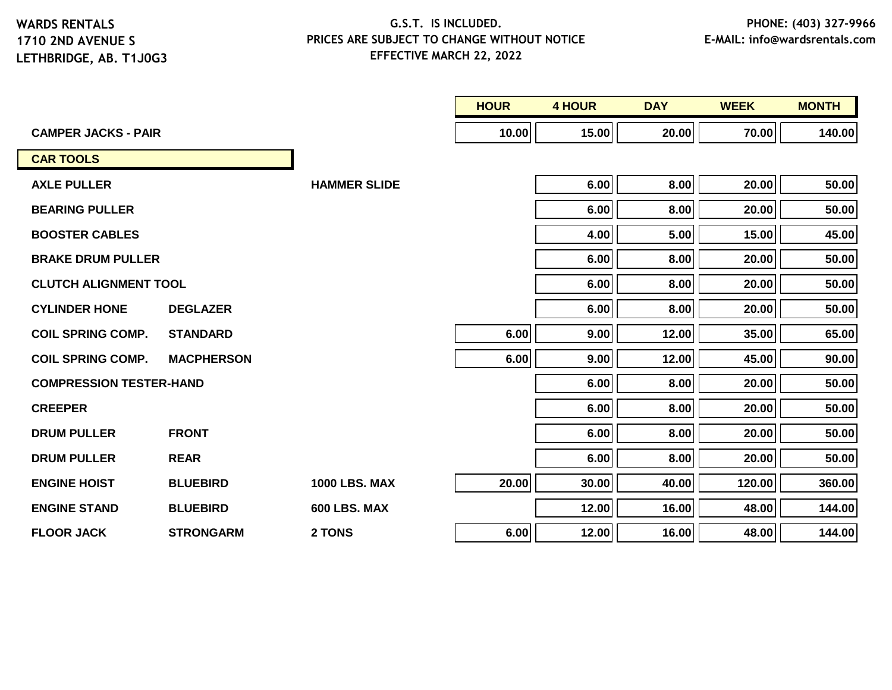WARDS RENTALS
1710 2ND AVENUE S
LETHBRIDGE, AB. T1J0G3

G.S.T. IS INCLUDED.
PRICES ARE SUBJECT TO CHANGE WITHOUT NOTICE
EFFECTIVE MARCH 22, 2022

PHONE: (403) 327-9966
E-MAIL: info@wardsrentals.com

| | | | HOUR | 4 HOUR | DAY | WEEK | MONTH |
|---|---|---|---|---|---|---|---|
| **CAMPER JACKS - PAIR** | | | 10.00 | 15.00 | 20.00 | 70.00 | 140.00 |
| **CAR TOOLS** | | | | | | | |
| **AXLE PULLER** | | **HAMMER SLIDE** | | 6.00 | 8.00 | 20.00 | 50.00 |
| **BEARING PULLER** | | | | 6.00 | 8.00 | 20.00 | 50.00 |
| **BOOSTER CABLES** | | | | 4.00 | 5.00 | 15.00 | 45.00 |
| **BRAKE DRUM PULLER** | | | | 6.00 | 8.00 | 20.00 | 50.00 |
| **CLUTCH ALIGNMENT TOOL** | | | | 6.00 | 8.00 | 20.00 | 50.00 |
| **CYLINDER HONE** | **DEGLAZER** | | | 6.00 | 8.00 | 20.00 | 50.00 |
| **COIL SPRING COMP.** | **STANDARD** | | 6.00 | 9.00 | 12.00 | 35.00 | 65.00 |
| **COIL SPRING COMP.** | **MACPHERSON** | | 6.00 | 9.00 | 12.00 | 45.00 | 90.00 |
| **COMPRESSION TESTER-HAND** | | | | 6.00 | 8.00 | 20.00 | 50.00 |
| **CREEPER** | | | | 6.00 | 8.00 | 20.00 | 50.00 |
| **DRUM PULLER** | **FRONT** | | | 6.00 | 8.00 | 20.00 | 50.00 |
| **DRUM PULLER** | **REAR** | | | 6.00 | 8.00 | 20.00 | 50.00 |
| **ENGINE HOIST** | **BLUEBIRD** | **1000 LBS. MAX** | 20.00 | 30.00 | 40.00 | 120.00 | 360.00 |
| **ENGINE STAND** | **BLUEBIRD** | **600 LBS. MAX** | | 12.00 | 16.00 | 48.00 | 144.00 |
| **FLOOR JACK** | **STRONGARM** | **2 TONS** | 6.00 | 12.00 | 16.00 | 48.00 | 144.00 |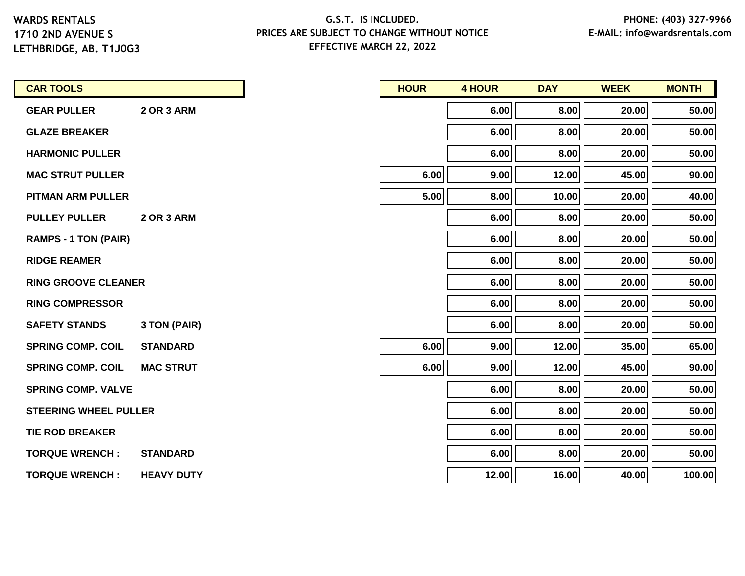WARDS RENTALS
1710 2ND AVENUE S
LETHBRIDGE, AB. T1J0G3

G.S.T. IS INCLUDED.
PRICES ARE SUBJECT TO CHANGE WITHOUT NOTICE
EFFECTIVE MARCH 22, 2022

PHONE: (403) 327-9966
E-MAIL: info@wardsrentals.com

| CAR TOOLS | | HOUR | 4 HOUR | DAY | WEEK | MONTH |
|---|---|---|---|---|---|---|
| GEAR PULLER | 2 OR 3 ARM | | 6.00 | 8.00 | 20.00 | 50.00 |
| GLAZE BREAKER | | | 6.00 | 8.00 | 20.00 | 50.00 |
| HARMONIC PULLER | | | 6.00 | 8.00 | 20.00 | 50.00 |
| MAC STRUT PULLER | | 6.00 | 9.00 | 12.00 | 45.00 | 90.00 |
| PITMAN ARM PULLER | | 5.00 | 8.00 | 10.00 | 20.00 | 40.00 |
| PULLEY PULLER | 2 OR 3 ARM | | 6.00 | 8.00 | 20.00 | 50.00 |
| RAMPS - 1 TON (PAIR) | | | 6.00 | 8.00 | 20.00 | 50.00 |
| RIDGE REAMER | | | 6.00 | 8.00 | 20.00 | 50.00 |
| RING GROOVE CLEANER | | | 6.00 | 8.00 | 20.00 | 50.00 |
| RING COMPRESSOR | | | 6.00 | 8.00 | 20.00 | 50.00 |
| SAFETY STANDS | 3 TON (PAIR) | | 6.00 | 8.00 | 20.00 | 50.00 |
| SPRING COMP. COIL | STANDARD | 6.00 | 9.00 | 12.00 | 35.00 | 65.00 |
| SPRING COMP. COIL | MAC STRUT | 6.00 | 9.00 | 12.00 | 45.00 | 90.00 |
| SPRING COMP. VALVE | | | 6.00 | 8.00 | 20.00 | 50.00 |
| STEERING WHEEL PULLER | | | 6.00 | 8.00 | 20.00 | 50.00 |
| TIE ROD BREAKER | | | 6.00 | 8.00 | 20.00 | 50.00 |
| TORQUE WRENCH : | STANDARD | | 6.00 | 8.00 | 20.00 | 50.00 |
| TORQUE WRENCH : | HEAVY DUTY | | 12.00 | 16.00 | 40.00 | 100.00 |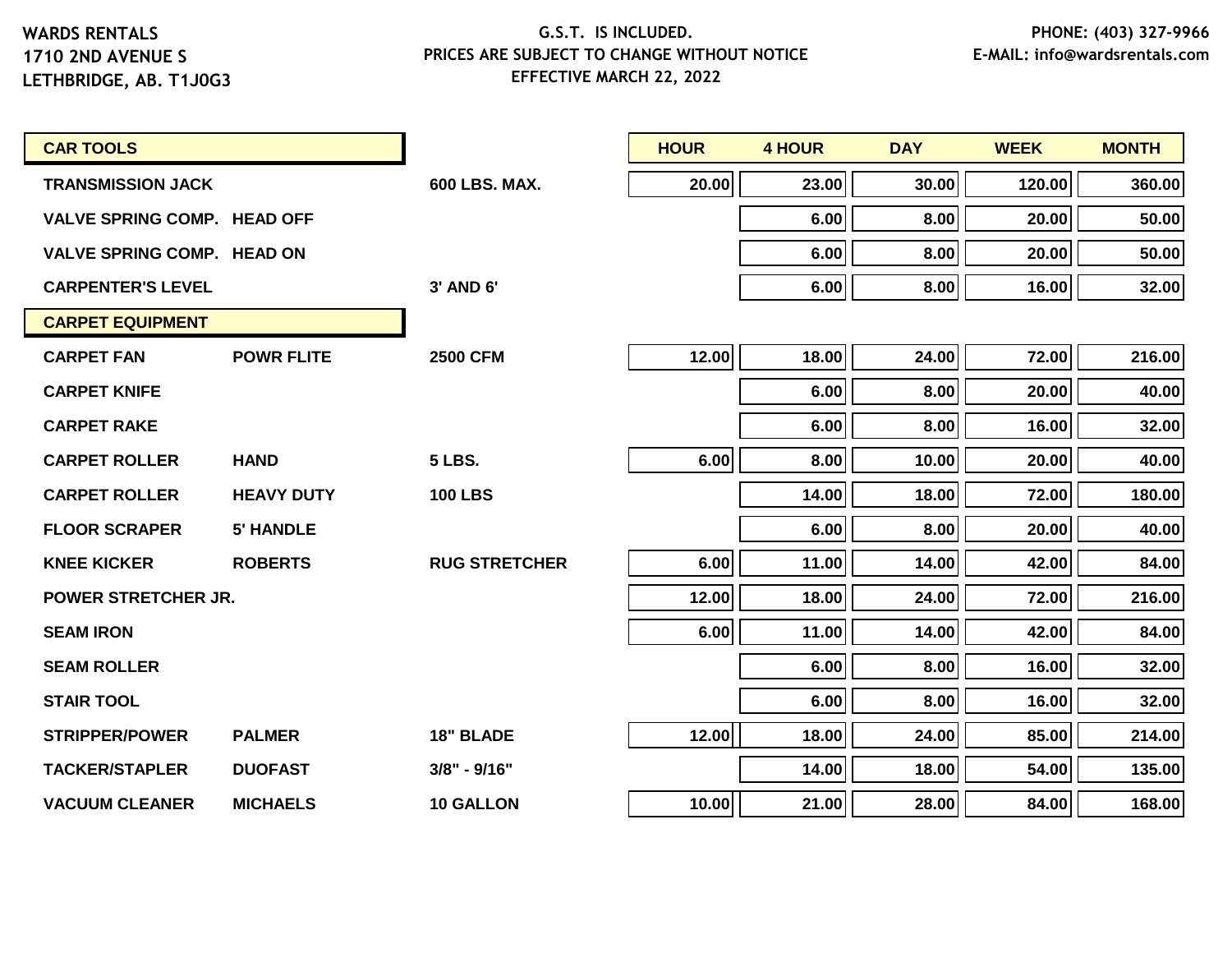WARDS RENTALS
1710 2ND AVENUE S
LETHBRIDGE, AB. T1J0G3

G.S.T. IS INCLUDED.
PRICES ARE SUBJECT TO CHANGE WITHOUT NOTICE
EFFECTIVE MARCH 22, 2022

PHONE: (403) 327-9966
E-MAIL: info@wardsrentals.com

| CAR TOOLS | | | HOUR | 4 HOUR | DAY | WEEK | MONTH |
|---|---|---|---|---|---|---|---|
| TRANSMISSION JACK | | 600 LBS. MAX. | 20.00 | 23.00 | 30.00 | 120.00 | 360.00 |
| VALVE SPRING COMP. | HEAD OFF | | | 6.00 | 8.00 | 20.00 | 50.00 |
| VALVE SPRING COMP. | HEAD ON | | | 6.00 | 8.00 | 20.00 | 50.00 |
| CARPENTER'S LEVEL | | 3' AND 6' | | 6.00 | 8.00 | 16.00 | 32.00 |
| **CARPET EQUIPMENT** | | | | | | | |
| CARPET FAN | POWR FLITE | 2500 CFM | 12.00 | 18.00 | 24.00 | 72.00 | 216.00 |
| CARPET KNIFE | | | | 6.00 | 8.00 | 20.00 | 40.00 |
| CARPET RAKE | | | | 6.00 | 8.00 | 16.00 | 32.00 |
| CARPET ROLLER | HAND | 5 LBS. | 6.00 | 8.00 | 10.00 | 20.00 | 40.00 |
| CARPET ROLLER | HEAVY DUTY | 100 LBS | | 14.00 | 18.00 | 72.00 | 180.00 |
| FLOOR SCRAPER | 5' HANDLE | | | 6.00 | 8.00 | 20.00 | 40.00 |
| KNEE KICKER | ROBERTS | RUG STRETCHER | 6.00 | 11.00 | 14.00 | 42.00 | 84.00 |
| POWER STRETCHER JR. | | | 12.00 | 18.00 | 24.00 | 72.00 | 216.00 |
| SEAM IRON | | | 6.00 | 11.00 | 14.00 | 42.00 | 84.00 |
| SEAM ROLLER | | | | 6.00 | 8.00 | 16.00 | 32.00 |
| STAIR TOOL | | | | 6.00 | 8.00 | 16.00 | 32.00 |
| STRIPPER/POWER | PALMER | 18" BLADE | 12.00 | 18.00 | 24.00 | 85.00 | 214.00 |
| TACKER/STAPLER | DUOFAST | 3/8" - 9/16" | | 14.00 | 18.00 | 54.00 | 135.00 |
| VACUUM CLEANER | MICHAELS | 10 GALLON | 10.00 | 21.00 | 28.00 | 84.00 | 168.00 |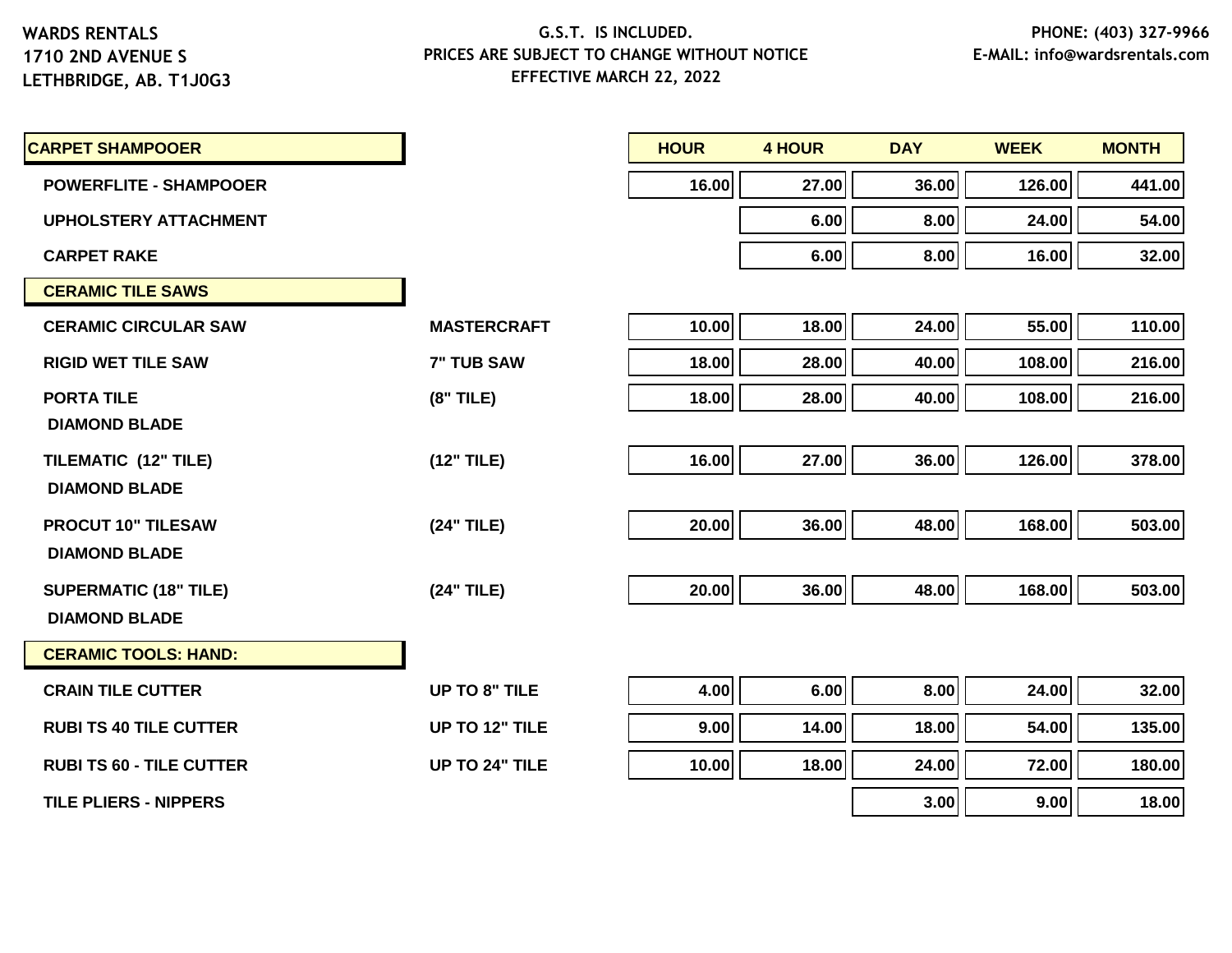WARDS RENTALS
1710 2ND AVENUE S
LETHBRIDGE, AB. T1J0G3

G.S.T. IS INCLUDED.
PRICES ARE SUBJECT TO CHANGE WITHOUT NOTICE
EFFECTIVE MARCH 22, 2022

PHONE: (403) 327-9966
E-MAIL: info@wardsrentals.com

| CARPET SHAMPOOER | | HOUR | 4 HOUR | DAY | WEEK | MONTH |
|---|---|---|---|---|---|---|
| POWERFLITE - SHAMPOOER | | 16.00 | 27.00 | 36.00 | 126.00 | 441.00 |
| UPHOLSTERY ATTACHMENT | | | 6.00 | 8.00 | 24.00 | 54.00 |
| CARPET RAKE | | | 6.00 | 8.00 | 16.00 | 32.00 |
| **CERAMIC TILE SAWS** | | | | | | |
| CERAMIC CIRCULAR SAW | MASTERCRAFT | 10.00 | 18.00 | 24.00 | 55.00 | 110.00 |
| RIGID WET TILE SAW | 7" TUB SAW | 18.00 | 28.00 | 40.00 | 108.00 | 216.00 |
| PORTA TILE<br>DIAMOND BLADE | (8" TILE) | 18.00 | 28.00 | 40.00 | 108.00 | 216.00 |
| TILEMATIC (12" TILE)<br>DIAMOND BLADE | (12" TILE) | 16.00 | 27.00 | 36.00 | 126.00 | 378.00 |
| PROCUT 10" TILESAW<br>DIAMOND BLADE | (24" TILE) | 20.00 | 36.00 | 48.00 | 168.00 | 503.00 |
| SUPERMATIC (18" TILE)<br>DIAMOND BLADE | (24" TILE) | 20.00 | 36.00 | 48.00 | 168.00 | 503.00 |
| **CERAMIC TOOLS: HAND:** | | | | | | |
| CRAIN TILE CUTTER | UP TO 8" TILE | 4.00 | 6.00 | 8.00 | 24.00 | 32.00 |
| RUBI TS 40 TILE CUTTER | UP TO 12" TILE | 9.00 | 14.00 | 18.00 | 54.00 | 135.00 |
| RUBI TS 60 - TILE CUTTER | UP TO 24" TILE | 10.00 | 18.00 | 24.00 | 72.00 | 180.00 |
| TILE PLIERS - NIPPERS | | | | 3.00 | 9.00 | 18.00 |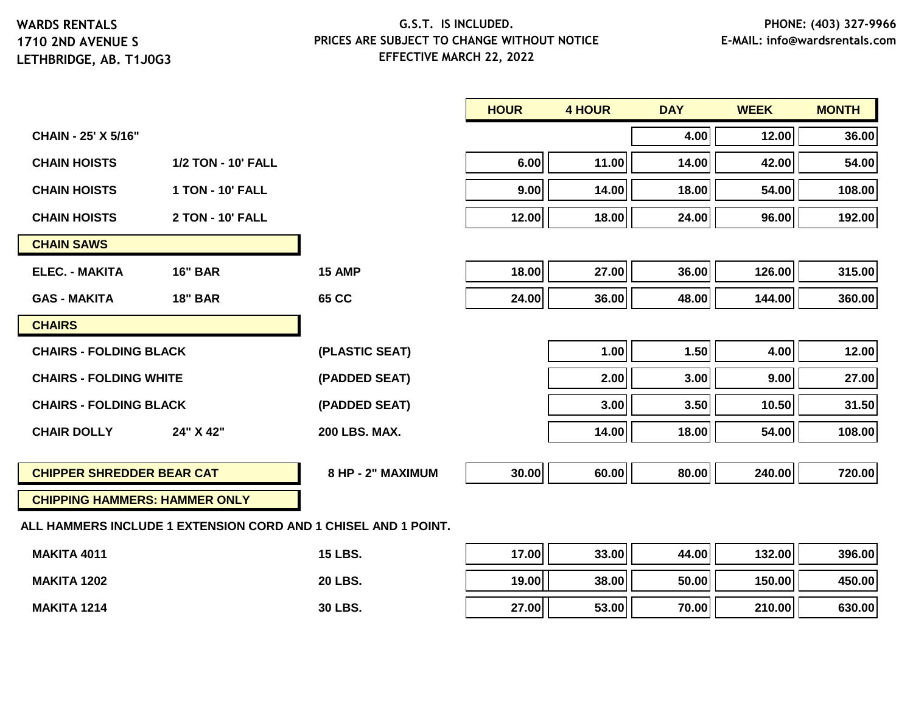WARDS RENTALS
1710 2ND AVENUE S
LETHBRIDGE, AB. T1J0G3

G.S.T. IS INCLUDED.
PRICES ARE SUBJECT TO CHANGE WITHOUT NOTICE
EFFECTIVE MARCH 22, 2022

PHONE: (403) 327-9966
E-MAIL: info@wardsrentals.com

| | | | HOUR | 4 HOUR | DAY | WEEK | MONTH |
|---|---|---|---|---|---|---|---|
| **CHAIN - 25' X 5/16"** | | | | | 4.00 | 12.00 | 36.00 |
| **CHAIN HOISTS** | **1/2 TON - 10' FALL** | | 6.00 | 11.00 | 14.00 | 42.00 | 54.00 |
| **CHAIN HOISTS** | **1 TON - 10' FALL** | | 9.00 | 14.00 | 18.00 | 54.00 | 108.00 |
| **CHAIN HOISTS** | **2 TON - 10' FALL** | | 12.00 | 18.00 | 24.00 | 96.00 | 192.00 |
| **CHAIN SAWS** | | | | | | | |
| **ELEC. - MAKITA** | **16" BAR** | **15 AMP** | 18.00 | 27.00 | 36.00 | 126.00 | 315.00 |
| **GAS - MAKITA** | **18" BAR** | **65 CC** | 24.00 | 36.00 | 48.00 | 144.00 | 360.00 |
| **CHAIRS** | | | | | | | |
| **CHAIRS - FOLDING BLACK** | | **(PLASTIC SEAT)** | | 1.00 | 1.50 | 4.00 | 12.00 |
| **CHAIRS - FOLDING WHITE** | | **(PADDED SEAT)** | | 2.00 | 3.00 | 9.00 | 27.00 |
| **CHAIRS - FOLDING BLACK** | | **(PADDED SEAT)** | | 3.00 | 3.50 | 10.50 | 31.50 |
| **CHAIR DOLLY** | **24" X 42"** | **200 LBS. MAX.** | | 14.00 | 18.00 | 54.00 | 108.00 |
| **CHIPPER SHREDDER BEAR CAT** | | **8 HP - 2" MAXIMUM** | 30.00 | 60.00 | 80.00 | 240.00 | 720.00 |
| **CHIPPING HAMMERS: HAMMER ONLY** | | | | | | | |
| **ALL HAMMERS INCLUDE 1 EXTENSION CORD AND 1 CHISEL AND 1 POINT.** | | | | | | | |
| **MAKITA 4011** | | **15 LBS.** | 17.00 | 33.00 | 44.00 | 132.00 | 396.00 |
| **MAKITA 1202** | | **20 LBS.** | 19.00 | 38.00 | 50.00 | 150.00 | 450.00 |
| **MAKITA 1214** | | **30 LBS.** | 27.00 | 53.00 | 70.00 | 210.00 | 630.00 |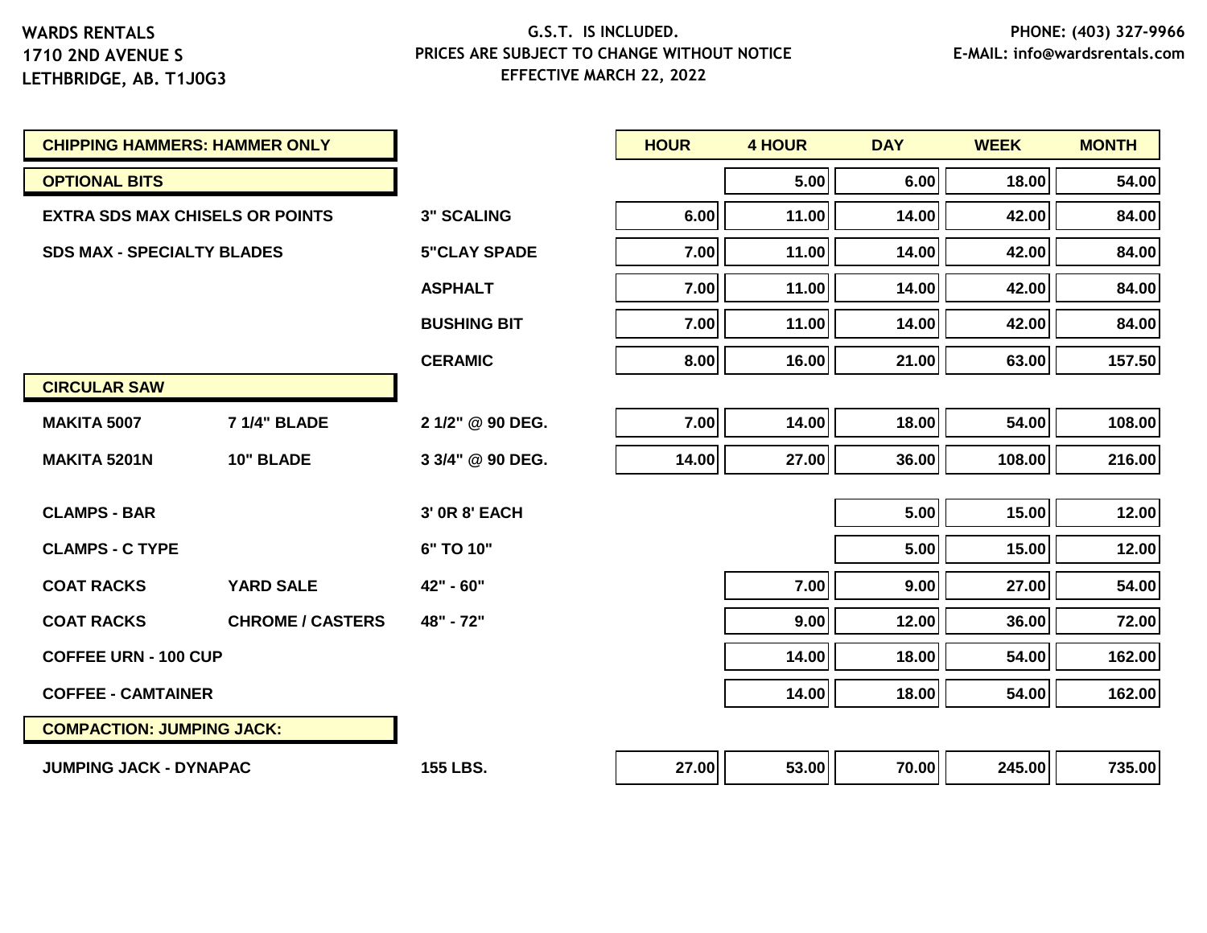WARDS RENTALS
1710 2ND AVENUE S
LETHBRIDGE, AB. T1J0G3

G.S.T. IS INCLUDED.
PRICES ARE SUBJECT TO CHANGE WITHOUT NOTICE
EFFECTIVE MARCH 22, 2022

PHONE: (403) 327-9966
E-MAIL: info@wardsrentals.com

| Item | | Description | HOUR | 4 HOUR | DAY | WEEK | MONTH |
|---|---|---|---|---|---|---|---|
| **CHIPPING HAMMERS: HAMMER ONLY** | | | | | | | |
| **OPTIONAL BITS** | | | | 5.00 | 6.00 | 18.00 | 54.00 |
| EXTRA SDS MAX CHISELS OR POINTS | | 3" SCALING | 6.00 | 11.00 | 14.00 | 42.00 | 84.00 |
| SDS MAX - SPECIALTY BLADES | | 5"CLAY SPADE | 7.00 | 11.00 | 14.00 | 42.00 | 84.00 |
| | | ASPHALT | 7.00 | 11.00 | 14.00 | 42.00 | 84.00 |
| | | BUSHING BIT | 7.00 | 11.00 | 14.00 | 42.00 | 84.00 |
| | | CERAMIC | 8.00 | 16.00 | 21.00 | 63.00 | 157.50 |
| **CIRCULAR SAW** | | | | | | | |
| MAKITA 5007 | 7 1/4" BLADE | 2 1/2" @ 90 DEG. | 7.00 | 14.00 | 18.00 | 54.00 | 108.00 |
| MAKITA 5201N | 10" BLADE | 3 3/4" @ 90 DEG. | 14.00 | 27.00 | 36.00 | 108.00 | 216.00 |
| CLAMPS - BAR | | 3' 0R 8' EACH | | | 5.00 | 15.00 | 12.00 |
| CLAMPS - C TYPE | | 6" TO 10" | | | 5.00 | 15.00 | 12.00 |
| COAT RACKS | YARD SALE | 42" - 60" | | 7.00 | 9.00 | 27.00 | 54.00 |
| COAT RACKS | CHROME / CASTERS | 48" - 72" | | 9.00 | 12.00 | 36.00 | 72.00 |
| COFFEE URN - 100 CUP | | | | 14.00 | 18.00 | 54.00 | 162.00 |
| COFFEE - CAMTAINER | | | | 14.00 | 18.00 | 54.00 | 162.00 |
| **COMPACTION: JUMPING JACK:** | | | | | | | |
| JUMPING JACK - DYNAPAC | | 155 LBS. | 27.00 | 53.00 | 70.00 | 245.00 | 735.00 |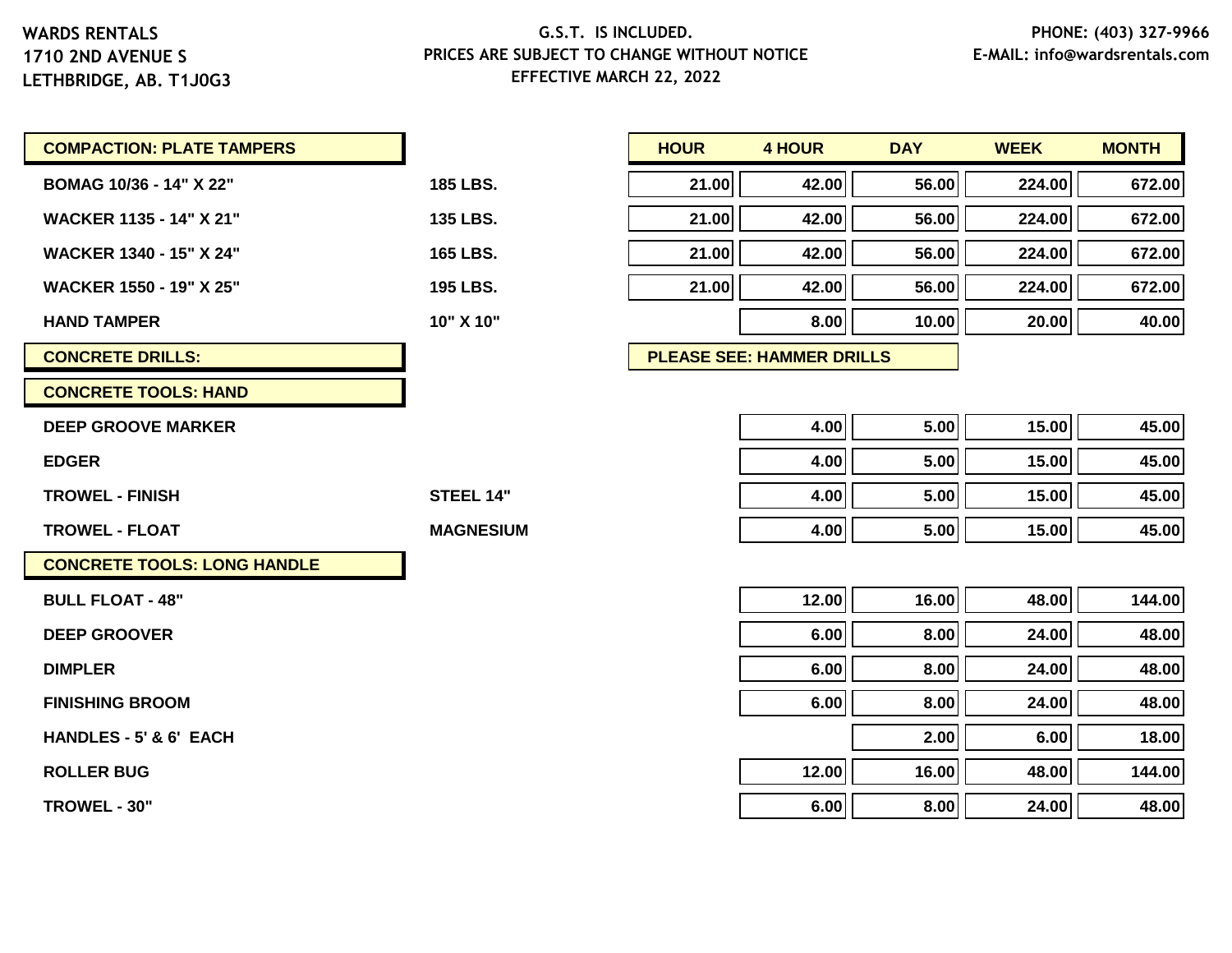WARDS RENTALS
1710 2ND AVENUE S
LETHBRIDGE, AB. T1J0G3

G.S.T. IS INCLUDED.
PRICES ARE SUBJECT TO CHANGE WITHOUT NOTICE
EFFECTIVE MARCH 22, 2022

PHONE: (403) 327-9966
E-MAIL: info@wardsrentals.com

| | | HOUR | 4 HOUR | DAY | WEEK | MONTH |
|---|---|---|---|---|---|---|
| **COMPACTION: PLATE TAMPERS** | | | | | | |
| BOMAG 10/36 - 14" X 22" | 185 LBS. | 21.00 | 42.00 | 56.00 | 224.00 | 672.00 |
| WACKER 1135 - 14" X 21" | 135 LBS. | 21.00 | 42.00 | 56.00 | 224.00 | 672.00 |
| WACKER 1340 - 15" X 24" | 165 LBS. | 21.00 | 42.00 | 56.00 | 224.00 | 672.00 |
| WACKER 1550 - 19" X 25" | 195 LBS. | 21.00 | 42.00 | 56.00 | 224.00 | 672.00 |
| HAND TAMPER | 10" X 10" | | 8.00 | 10.00 | 20.00 | 40.00 |
| **CONCRETE DRILLS:** | | PLEASE SEE: HAMMER DRILLS | | | | |
| **CONCRETE TOOLS: HAND** | | | | | | |
| DEEP GROOVE MARKER | | | 4.00 | 5.00 | 15.00 | 45.00 |
| EDGER | | | 4.00 | 5.00 | 15.00 | 45.00 |
| TROWEL - FINISH | STEEL 14" | | 4.00 | 5.00 | 15.00 | 45.00 |
| TROWEL - FLOAT | MAGNESIUM | | 4.00 | 5.00 | 15.00 | 45.00 |
| **CONCRETE TOOLS: LONG HANDLE** | | | | | | |
| BULL FLOAT - 48" | | | 12.00 | 16.00 | 48.00 | 144.00 |
| DEEP GROOVER | | | 6.00 | 8.00 | 24.00 | 48.00 |
| DIMPLER | | | 6.00 | 8.00 | 24.00 | 48.00 |
| FINISHING BROOM | | | 6.00 | 8.00 | 24.00 | 48.00 |
| HANDLES - 5' & 6' EACH | | | | 2.00 | 6.00 | 18.00 |
| ROLLER BUG | | | 12.00 | 16.00 | 48.00 | 144.00 |
| TROWEL - 30" | | | 6.00 | 8.00 | 24.00 | 48.00 |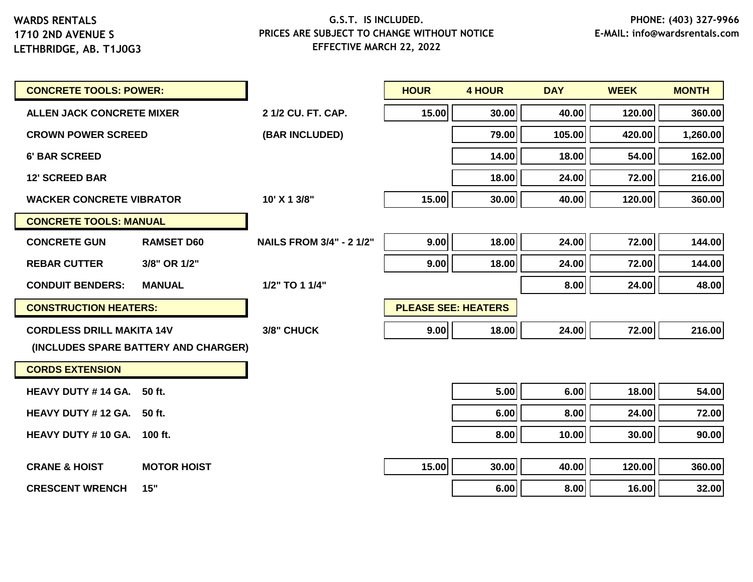WARDS RENTALS
1710 2ND AVENUE S
LETHBRIDGE, AB. T1J0G3

G.S.T. IS INCLUDED.
PRICES ARE SUBJECT TO CHANGE WITHOUT NOTICE
EFFECTIVE MARCH 22, 2022

PHONE: (403) 327-9966
E-MAIL: info@wardsrentals.com

| CONCRETE TOOLS: POWER: | | | HOUR | 4 HOUR | DAY | WEEK | MONTH |
|---|---|---|---|---|---|---|---|
| ALLEN JACK CONCRETE MIXER | | 2 1/2 CU. FT. CAP. | 15.00 | 30.00 | 40.00 | 120.00 | 360.00 |
| CROWN POWER SCREED | | (BAR INCLUDED) | | 79.00 | 105.00 | 420.00 | 1,260.00 |
| 6' BAR SCREED | | | | 14.00 | 18.00 | 54.00 | 162.00 |
| 12' SCREED BAR | | | | 18.00 | 24.00 | 72.00 | 216.00 |
| WACKER CONCRETE VIBRATOR | | 10' X 1 3/8" | 15.00 | 30.00 | 40.00 | 120.00 | 360.00 |
| **CONCRETE TOOLS: MANUAL** | | | | | | | |
| CONCRETE GUN | RAMSET D60 | NAILS FROM 3/4" - 2 1/2" | 9.00 | 18.00 | 24.00 | 72.00 | 144.00 |
| REBAR CUTTER | 3/8" OR 1/2" | | 9.00 | 18.00 | 24.00 | 72.00 | 144.00 |
| CONDUIT BENDERS: | MANUAL | 1/2" TO 1 1/4" | | | 8.00 | 24.00 | 48.00 |
| **CONSTRUCTION HEATERS:** | | | PLEASE SEE: HEATERS | | | | |
| CORDLESS DRILL MAKITA 14V (INCLUDES SPARE BATTERY AND CHARGER) | | 3/8" CHUCK | 9.00 | 18.00 | 24.00 | 72.00 | 216.00 |
| **CORDS EXTENSION** | | | | | | | |
| HEAVY DUTY # 14 GA. | 50 ft. | | | 5.00 | 6.00 | 18.00 | 54.00 |
| HEAVY DUTY # 12 GA. | 50 ft. | | | 6.00 | 8.00 | 24.00 | 72.00 |
| HEAVY DUTY # 10 GA. | 100 ft. | | | 8.00 | 10.00 | 30.00 | 90.00 |
| CRANE & HOIST | MOTOR HOIST | | 15.00 | 30.00 | 40.00 | 120.00 | 360.00 |
| CRESCENT WRENCH | 15" | | | 6.00 | 8.00 | 16.00 | 32.00 |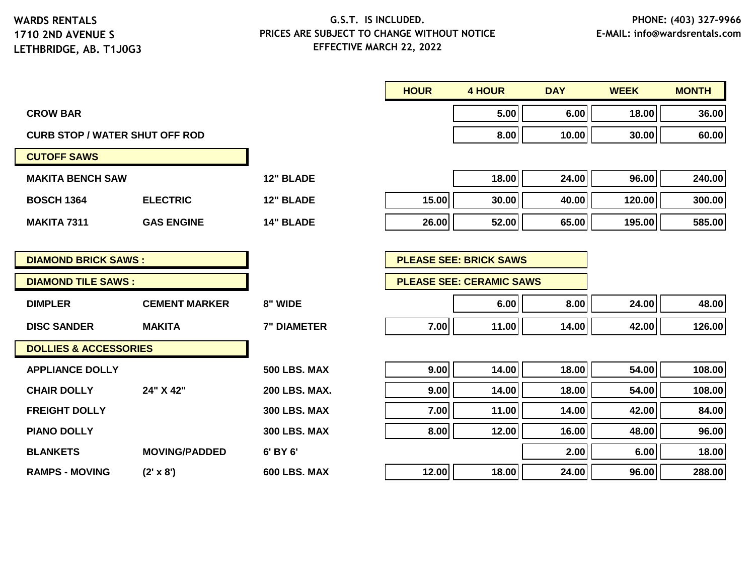WARDS RENTALS
1710 2ND AVENUE S
LETHBRIDGE, AB. T1J0G3

G.S.T. IS INCLUDED.
PRICES ARE SUBJECT TO CHANGE WITHOUT NOTICE
EFFECTIVE MARCH 22, 2022

PHONE: (403) 327-9966
E-MAIL: info@wardsrentals.com

| | | | HOUR | 4 HOUR | DAY | WEEK | MONTH |
|---|---|---|---|---|---|---|---|
| **CROW BAR** | | | | 5.00 | 6.00 | 18.00 | 36.00 |
| **CURB STOP / WATER SHUT OFF ROD** | | | | 8.00 | 10.00 | 30.00 | 60.00 |
| **CUTOFF SAWS** | | | | | | | |
| **MAKITA BENCH SAW** | | 12" BLADE | | 18.00 | 24.00 | 96.00 | 240.00 |
| **BOSCH 1364** | ELECTRIC | 12" BLADE | 15.00 | 30.00 | 40.00 | 120.00 | 300.00 |
| **MAKITA 7311** | GAS ENGINE | 14" BLADE | 26.00 | 52.00 | 65.00 | 195.00 | 585.00 |
| **DIAMOND BRICK SAWS :** | | | PLEASE SEE: BRICK SAWS | | | | |
| **DIAMOND TILE SAWS :** | | | PLEASE SEE: CERAMIC SAWS | | | | |
| **DIMPLER** | CEMENT MARKER | 8" WIDE | | 6.00 | 8.00 | 24.00 | 48.00 |
| **DISC SANDER** | MAKITA | 7" DIAMETER | 7.00 | 11.00 | 14.00 | 42.00 | 126.00 |
| **DOLLIES & ACCESSORIES** | | | | | | | |
| **APPLIANCE DOLLY** | | 500 LBS. MAX | 9.00 | 14.00 | 18.00 | 54.00 | 108.00 |
| **CHAIR DOLLY** | 24" X 42" | 200 LBS. MAX. | 9.00 | 14.00 | 18.00 | 54.00 | 108.00 |
| **FREIGHT DOLLY** | | 300 LBS. MAX | 7.00 | 11.00 | 14.00 | 42.00 | 84.00 |
| **PIANO DOLLY** | | 300 LBS. MAX | 8.00 | 12.00 | 16.00 | 48.00 | 96.00 |
| **BLANKETS** | MOVING/PADDED | 6' BY 6' | | | 2.00 | 6.00 | 18.00 |
| **RAMPS - MOVING** | (2' x 8') | 600 LBS. MAX | 12.00 | 18.00 | 24.00 | 96.00 | 288.00 |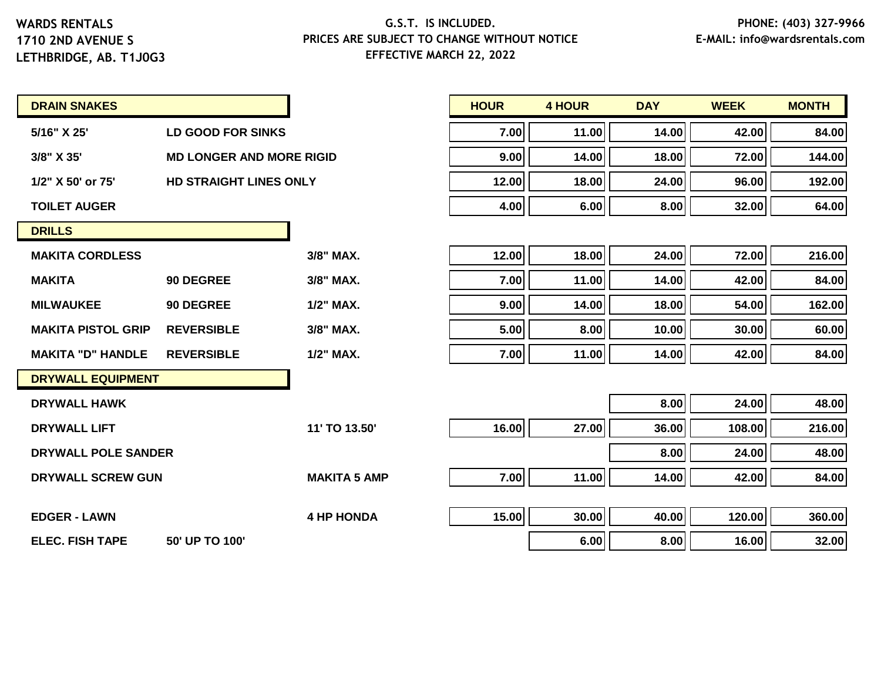WARDS RENTALS
1710 2ND AVENUE S
LETHBRIDGE, AB. T1J0G3

G.S.T. IS INCLUDED.
PRICES ARE SUBJECT TO CHANGE WITHOUT NOTICE
EFFECTIVE MARCH 22, 2022

PHONE: (403) 327-9966
E-MAIL: info@wardsrentals.com

| ITEM | DESCRIPTION | SPEC | HOUR | 4 HOUR | DAY | WEEK | MONTH |
|---|---|---|---|---|---|---|---|
| **DRAIN SNAKES** | | | | | | | |
| 5/16" X 25' | LD GOOD FOR SINKS | | 7.00 | 11.00 | 14.00 | 42.00 | 84.00 |
| 3/8" X 35' | MD LONGER AND MORE RIGID | | 9.00 | 14.00 | 18.00 | 72.00 | 144.00 |
| 1/2" X 50' or 75' | HD STRAIGHT LINES ONLY | | 12.00 | 18.00 | 24.00 | 96.00 | 192.00 |
| TOILET AUGER | | | 4.00 | 6.00 | 8.00 | 32.00 | 64.00 |
| **DRILLS** | | | | | | | |
| MAKITA CORDLESS | | 3/8" MAX. | 12.00 | 18.00 | 24.00 | 72.00 | 216.00 |
| MAKITA | 90 DEGREE | 3/8" MAX. | 7.00 | 11.00 | 14.00 | 42.00 | 84.00 |
| MILWAUKEE | 90 DEGREE | 1/2" MAX. | 9.00 | 14.00 | 18.00 | 54.00 | 162.00 |
| MAKITA PISTOL GRIP | REVERSIBLE | 3/8" MAX. | 5.00 | 8.00 | 10.00 | 30.00 | 60.00 |
| MAKITA "D" HANDLE | REVERSIBLE | 1/2" MAX. | 7.00 | 11.00 | 14.00 | 42.00 | 84.00 |
| **DRYWALL EQUIPMENT** | | | | | | | |
| DRYWALL HAWK | | | | | 8.00 | 24.00 | 48.00 |
| DRYWALL LIFT | | 11' TO 13.50' | 16.00 | 27.00 | 36.00 | 108.00 | 216.00 |
| DRYWALL POLE SANDER | | | | | 8.00 | 24.00 | 48.00 |
| DRYWALL SCREW GUN | | MAKITA 5 AMP | 7.00 | 11.00 | 14.00 | 42.00 | 84.00 |
| EDGER - LAWN | | 4 HP HONDA | 15.00 | 30.00 | 40.00 | 120.00 | 360.00 |
| ELEC. FISH TAPE | 50' UP TO 100' | | | 6.00 | 8.00 | 16.00 | 32.00 |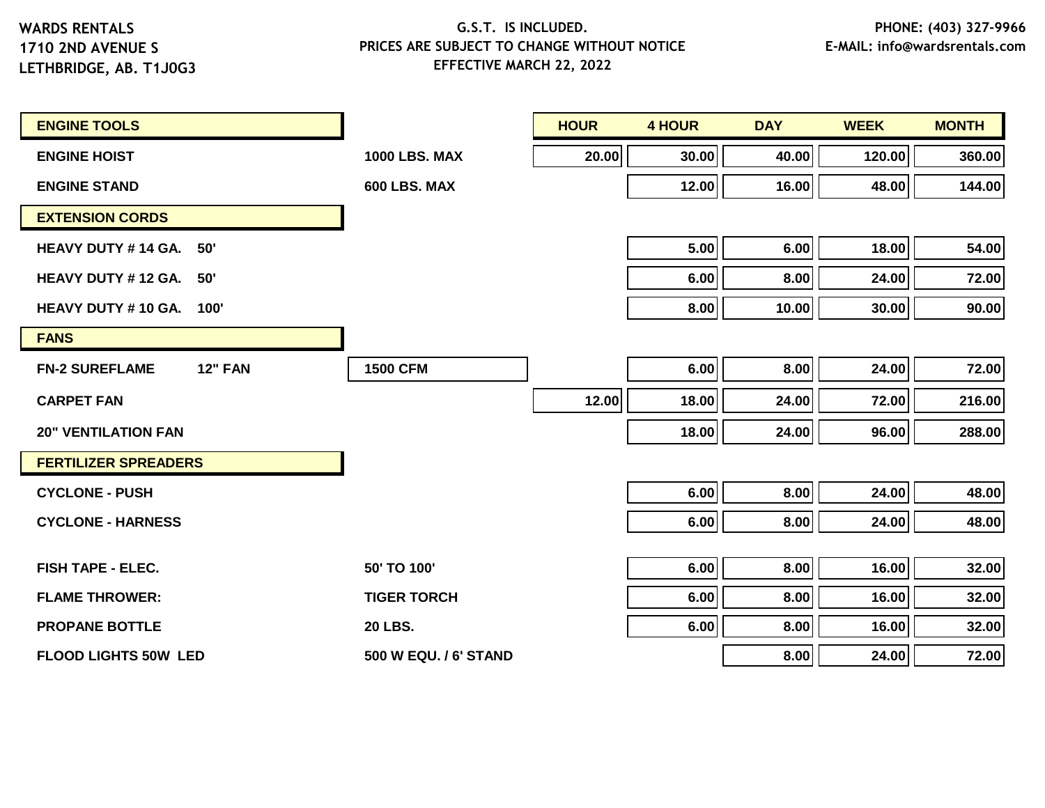**WARDS RENTALS**
**1710 2ND AVENUE S**
**LETHBRIDGE, AB. T1J0G3**

**G.S.T. IS INCLUDED.**
**PRICES ARE SUBJECT TO CHANGE WITHOUT NOTICE**
**EFFECTIVE MARCH 22, 2022**

**PHONE: (403) 327-9966**
**E-MAIL: info@wardsrentals.com**

| ENGINE TOOLS | | HOUR | 4 HOUR | DAY | WEEK | MONTH |
|---|---|---|---|---|---|---|
| ENGINE HOIST | 1000 LBS. MAX | 20.00 | 30.00 | 40.00 | 120.00 | 360.00 |
| ENGINE STAND | 600 LBS. MAX | | 12.00 | 16.00 | 48.00 | 144.00 |
| **EXTENSION CORDS** | | | | | | |
| HEAVY DUTY # 14 GA. 50' | | | 5.00 | 6.00 | 18.00 | 54.00 |
| HEAVY DUTY # 12 GA. 50' | | | 6.00 | 8.00 | 24.00 | 72.00 |
| HEAVY DUTY # 10 GA. 100' | | | 8.00 | 10.00 | 30.00 | 90.00 |
| **FANS** | | | | | | |
| FN-2 SUREFLAME 12" FAN | 1500 CFM | | 6.00 | 8.00 | 24.00 | 72.00 |
| CARPET FAN | | 12.00 | 18.00 | 24.00 | 72.00 | 216.00 |
| 20" VENTILATION FAN | | | 18.00 | 24.00 | 96.00 | 288.00 |
| **FERTILIZER SPREADERS** | | | | | | |
| CYCLONE - PUSH | | | 6.00 | 8.00 | 24.00 | 48.00 |
| CYCLONE - HARNESS | | | 6.00 | 8.00 | 24.00 | 48.00 |
| | | | | | | |
| FISH TAPE - ELEC. | 50' TO 100' | | 6.00 | 8.00 | 16.00 | 32.00 |
| FLAME THROWER: | TIGER TORCH | | 6.00 | 8.00 | 16.00 | 32.00 |
| PROPANE BOTTLE | 20 LBS. | | 6.00 | 8.00 | 16.00 | 32.00 |
| FLOOD LIGHTS 50W LED | 500 W EQU. / 6' STAND | | | 8.00 | 24.00 | 72.00 |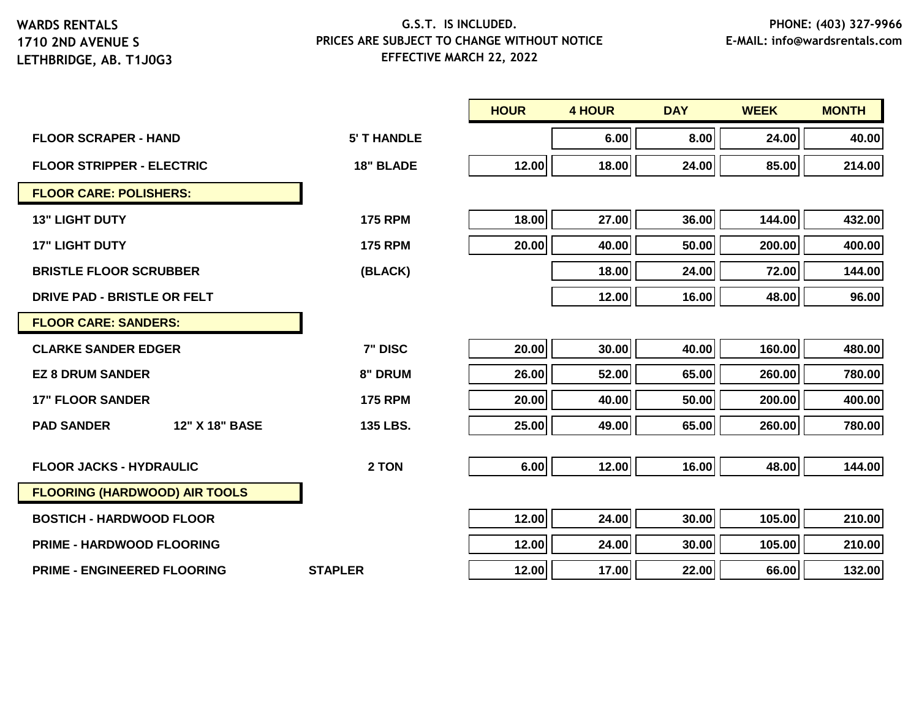WARDS RENTALS
1710 2ND AVENUE S
LETHBRIDGE, AB. T1J0G3

G.S.T. IS INCLUDED.
PRICES ARE SUBJECT TO CHANGE WITHOUT NOTICE
EFFECTIVE MARCH 22, 2022

PHONE: (403) 327-9966
E-MAIL: info@wardsrentals.com

| | | HOUR | 4 HOUR | DAY | WEEK | MONTH |
|---|---|---|---|---|---|---|
| FLOOR SCRAPER - HAND | 5' T HANDLE | | 6.00 | 8.00 | 24.00 | 40.00 |
| FLOOR STRIPPER - ELECTRIC | 18" BLADE | 12.00 | 18.00 | 24.00 | 85.00 | 214.00 |
| **FLOOR CARE: POLISHERS:** | | | | | | |
| 13" LIGHT DUTY | 175 RPM | 18.00 | 27.00 | 36.00 | 144.00 | 432.00 |
| 17" LIGHT DUTY | 175 RPM | 20.00 | 40.00 | 50.00 | 200.00 | 400.00 |
| BRISTLE FLOOR SCRUBBER | (BLACK) | | 18.00 | 24.00 | 72.00 | 144.00 |
| DRIVE PAD - BRISTLE OR FELT | | | 12.00 | 16.00 | 48.00 | 96.00 |
| **FLOOR CARE: SANDERS:** | | | | | | |
| CLARKE SANDER EDGER | 7" DISC | 20.00 | 30.00 | 40.00 | 160.00 | 480.00 |
| EZ 8 DRUM SANDER | 8" DRUM | 26.00 | 52.00 | 65.00 | 260.00 | 780.00 |
| 17" FLOOR SANDER | 175 RPM | 20.00 | 40.00 | 50.00 | 200.00 | 400.00 |
| PAD SANDER 12" X 18" BASE | 135 LBS. | 25.00 | 49.00 | 65.00 | 260.00 | 780.00 |
| FLOOR JACKS - HYDRAULIC | 2 TON | 6.00 | 12.00 | 16.00 | 48.00 | 144.00 |
| **FLOORING (HARDWOOD) AIR TOOLS** | | | | | | |
| BOSTICH - HARDWOOD FLOOR | | 12.00 | 24.00 | 30.00 | 105.00 | 210.00 |
| PRIME - HARDWOOD FLOORING | | 12.00 | 24.00 | 30.00 | 105.00 | 210.00 |
| PRIME - ENGINEERED FLOORING | STAPLER | 12.00 | 17.00 | 22.00 | 66.00 | 132.00 |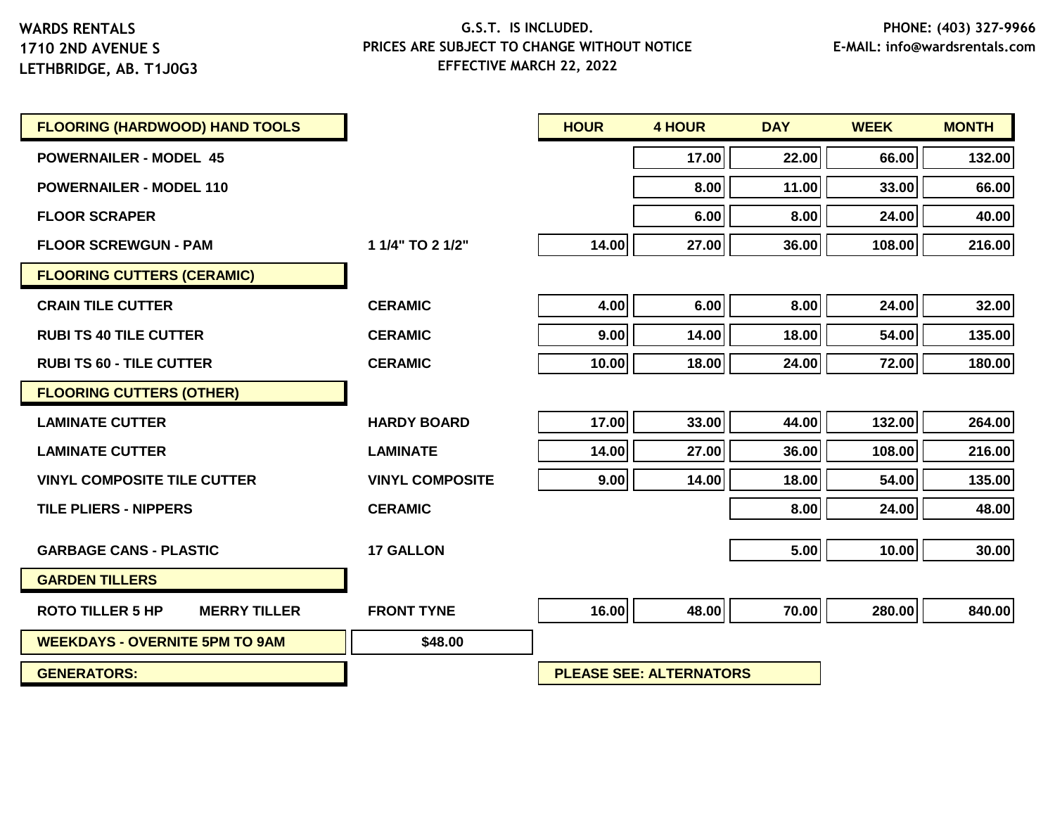WARDS RENTALS
1710 2ND AVENUE S
LETHBRIDGE, AB. T1J0G3

G.S.T. IS INCLUDED.
PRICES ARE SUBJECT TO CHANGE WITHOUT NOTICE
EFFECTIVE MARCH 22, 2022

PHONE: (403) 327-9966
E-MAIL: info@wardsrentals.com

| FLOORING (HARDWOOD) HAND TOOLS | | HOUR | 4 HOUR | DAY | WEEK | MONTH |
|---|---|---|---|---|---|---|
| POWERNAILER - MODEL 45 | | | 17.00 | 22.00 | 66.00 | 132.00 |
| POWERNAILER - MODEL 110 | | | 8.00 | 11.00 | 33.00 | 66.00 |
| FLOOR SCRAPER | | | 6.00 | 8.00 | 24.00 | 40.00 |
| FLOOR SCREWGUN - PAM | 1 1/4" TO 2 1/2" | 14.00 | 27.00 | 36.00 | 108.00 | 216.00 |
| **FLOORING CUTTERS (CERAMIC)** | | | | | | |
| CRAIN TILE CUTTER | CERAMIC | 4.00 | 6.00 | 8.00 | 24.00 | 32.00 |
| RUBI TS 40 TILE CUTTER | CERAMIC | 9.00 | 14.00 | 18.00 | 54.00 | 135.00 |
| RUBI TS 60 - TILE CUTTER | CERAMIC | 10.00 | 18.00 | 24.00 | 72.00 | 180.00 |
| **FLOORING CUTTERS (OTHER)** | | | | | | |
| LAMINATE CUTTER | HARDY BOARD | 17.00 | 33.00 | 44.00 | 132.00 | 264.00 |
| LAMINATE CUTTER | LAMINATE | 14.00 | 27.00 | 36.00 | 108.00 | 216.00 |
| VINYL COMPOSITE TILE CUTTER | VINYL COMPOSITE | 9.00 | 14.00 | 18.00 | 54.00 | 135.00 |
| TILE PLIERS - NIPPERS | CERAMIC | | | 8.00 | 24.00 | 48.00 |
| GARBAGE CANS - PLASTIC | 17 GALLON | | | 5.00 | 10.00 | 30.00 |
| **GARDEN TILLERS** | | | | | | |
| ROTO TILLER 5 HP MERRY TILLER | FRONT TYNE | 16.00 | 48.00 | 70.00 | 280.00 | 840.00 |
| **WEEKDAYS - OVERNITE 5PM TO 9AM** | $48.00 | | | | | |
| **GENERATORS:** | | PLEASE SEE: ALTERNATORS | | | | |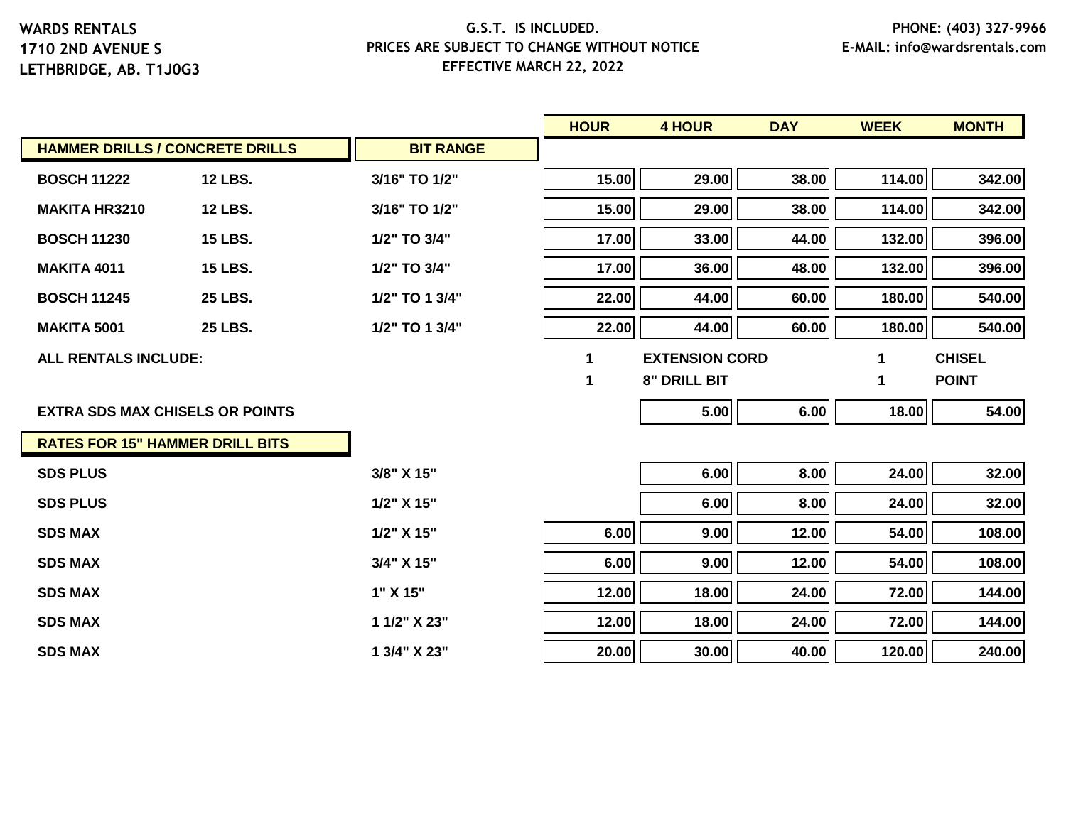**WARDS RENTALS**
**1710 2ND AVENUE S**
**LETHBRIDGE, AB. T1J0G3**

**G.S.T. IS INCLUDED.**
**PRICES ARE SUBJECT TO CHANGE WITHOUT NOTICE**
**EFFECTIVE MARCH 22, 2022**

**PHONE: (403) 327-9966**
**E-MAIL: info@wardsrentals.com**

| HAMMER DRILLS / CONCRETE DRILLS | | BIT RANGE | HOUR | 4 HOUR | DAY | WEEK | MONTH |
|---|---|---|---|---|---|---|---|
| BOSCH 11222 | 12 LBS. | 3/16" TO 1/2" | 15.00 | 29.00 | 38.00 | 114.00 | 342.00 |
| MAKITA HR3210 | 12 LBS. | 3/16" TO 1/2" | 15.00 | 29.00 | 38.00 | 114.00 | 342.00 |
| BOSCH 11230 | 15 LBS. | 1/2" TO 3/4" | 17.00 | 33.00 | 44.00 | 132.00 | 396.00 |
| MAKITA 4011 | 15 LBS. | 1/2" TO 3/4" | 17.00 | 36.00 | 48.00 | 132.00 | 396.00 |
| BOSCH 11245 | 25 LBS. | 1/2" TO 1 3/4" | 22.00 | 44.00 | 60.00 | 180.00 | 540.00 |
| MAKITA 5001 | 25 LBS. | 1/2" TO 1 3/4" | 22.00 | 44.00 | 60.00 | 180.00 | 540.00 |

**ALL RENTALS INCLUDE:**
- 1 EXTENSION CORD
- 1 8" DRILL BIT
- 1 CHISEL
- 1 POINT

| | HOUR | 4 HOUR | DAY | WEEK | MONTH |
|---|---|---|---|---|---|
| EXTRA SDS MAX CHISELS OR POINTS | | 5.00 | 6.00 | 18.00 | 54.00 |

| RATES FOR 15" HAMMER DRILL BITS | | HOUR | 4 HOUR | DAY | WEEK | MONTH |
|---|---|---|---|---|---|---|
| SDS PLUS | 3/8" X 15" | | 6.00 | 8.00 | 24.00 | 32.00 |
| SDS PLUS | 1/2" X 15" | | 6.00 | 8.00 | 24.00 | 32.00 |
| SDS MAX | 1/2" X 15" | 6.00 | 9.00 | 12.00 | 54.00 | 108.00 |
| SDS MAX | 3/4" X 15" | 6.00 | 9.00 | 12.00 | 54.00 | 108.00 |
| SDS MAX | 1" X 15" | 12.00 | 18.00 | 24.00 | 72.00 | 144.00 |
| SDS MAX | 1 1/2" X 23" | 12.00 | 18.00 | 24.00 | 72.00 | 144.00 |
| SDS MAX | 1 3/4" X 23" | 20.00 | 30.00 | 40.00 | 120.00 | 240.00 |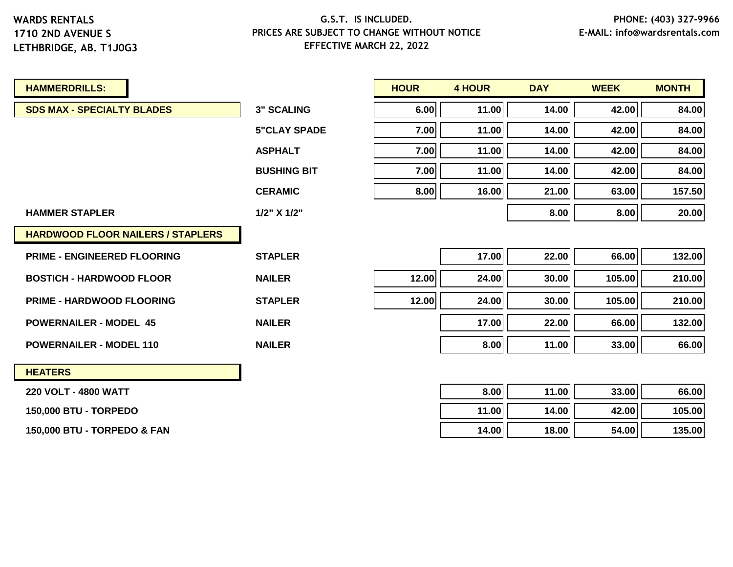WARDS RENTALS
1710 2ND AVENUE S
LETHBRIDGE, AB. T1J0G3

G.S.T. IS INCLUDED.
PRICES ARE SUBJECT TO CHANGE WITHOUT NOTICE
EFFECTIVE MARCH 22, 2022

PHONE: (403) 327-9966
E-MAIL: info@wardsrentals.com

| HAMMERDRILLS: | | HOUR | 4 HOUR | DAY | WEEK | MONTH |
|---|---|---|---|---|---|---|
| **SDS MAX - SPECIALTY BLADES** | 3" SCALING | 6.00 | 11.00 | 14.00 | 42.00 | 84.00 |
| | 5"CLAY SPADE | 7.00 | 11.00 | 14.00 | 42.00 | 84.00 |
| | ASPHALT | 7.00 | 11.00 | 14.00 | 42.00 | 84.00 |
| | BUSHING BIT | 7.00 | 11.00 | 14.00 | 42.00 | 84.00 |
| | CERAMIC | 8.00 | 16.00 | 21.00 | 63.00 | 157.50 |
| HAMMER STAPLER | 1/2" X 1/2" | | | 8.00 | 8.00 | 20.00 |
| **HARDWOOD FLOOR NAILERS / STAPLERS** | | | | | | |
| PRIME - ENGINEERED FLOORING | STAPLER | | 17.00 | 22.00 | 66.00 | 132.00 |
| BOSTICH - HARDWOOD FLOOR | NAILER | 12.00 | 24.00 | 30.00 | 105.00 | 210.00 |
| PRIME - HARDWOOD FLOORING | STAPLER | 12.00 | 24.00 | 30.00 | 105.00 | 210.00 |
| POWERNAILER - MODEL 45 | NAILER | | 17.00 | 22.00 | 66.00 | 132.00 |
| POWERNAILER - MODEL 110 | NAILER | | 8.00 | 11.00 | 33.00 | 66.00 |
| **HEATERS** | | | | | | |
| 220 VOLT - 4800 WATT | | | 8.00 | 11.00 | 33.00 | 66.00 |
| 150,000 BTU - TORPEDO | | | 11.00 | 14.00 | 42.00 | 105.00 |
| 150,000 BTU - TORPEDO & FAN | | | 14.00 | 18.00 | 54.00 | 135.00 |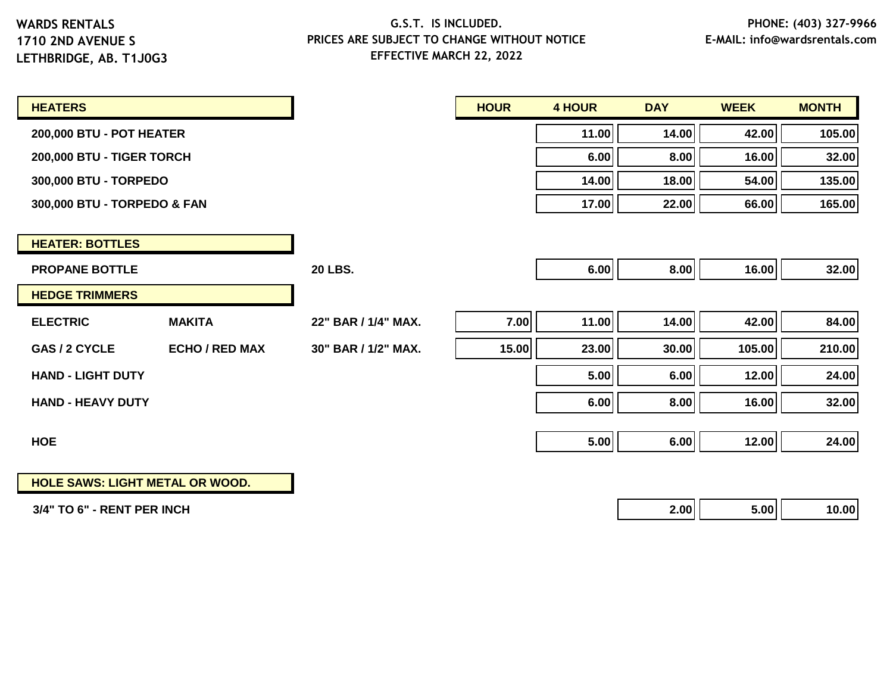WARDS RENTALS
1710 2ND AVENUE S
LETHBRIDGE, AB. T1J0G3

G.S.T. IS INCLUDED.
PRICES ARE SUBJECT TO CHANGE WITHOUT NOTICE
EFFECTIVE MARCH 22, 2022

PHONE: (403) 327-9966
E-MAIL: info@wardsrentals.com

| HEATERS | | | HOUR | 4 HOUR | DAY | WEEK | MONTH |
|---|---|---|---|---|---|---|---|
| 200,000 BTU - POT HEATER | | | | 11.00 | 14.00 | 42.00 | 105.00 |
| 200,000 BTU - TIGER TORCH | | | | 6.00 | 8.00 | 16.00 | 32.00 |
| 300,000 BTU - TORPEDO | | | | 14.00 | 18.00 | 54.00 | 135.00 |
| 300,000 BTU - TORPEDO & FAN | | | | 17.00 | 22.00 | 66.00 | 165.00 |
| **HEATER: BOTTLES** | | | | | | | |
| PROPANE BOTTLE | | 20 LBS. | | 6.00 | 8.00 | 16.00 | 32.00 |
| **HEDGE TRIMMERS** | | | | | | | |
| ELECTRIC | MAKITA | 22" BAR / 1/4" MAX. | 7.00 | 11.00 | 14.00 | 42.00 | 84.00 |
| GAS / 2 CYCLE | ECHO / RED MAX | 30" BAR / 1/2" MAX. | 15.00 | 23.00 | 30.00 | 105.00 | 210.00 |
| HAND - LIGHT DUTY | | | | 5.00 | 6.00 | 12.00 | 24.00 |
| HAND - HEAVY DUTY | | | | 6.00 | 8.00 | 16.00 | 32.00 |
| HOE | | | | 5.00 | 6.00 | 12.00 | 24.00 |
| **HOLE SAWS: LIGHT METAL OR WOOD.** | | | | | | | |
| 3/4" TO 6" - RENT PER INCH | | | | | 2.00 | 5.00 | 10.00 |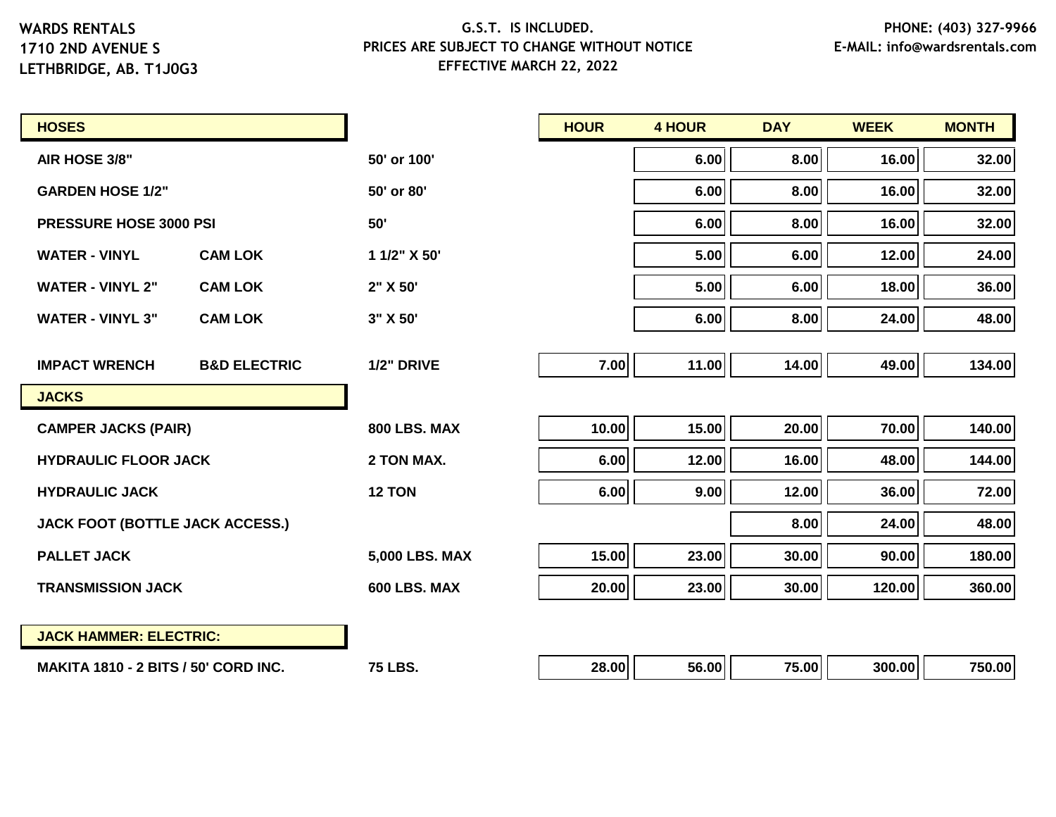WARDS RENTALS
1710 2ND AVENUE S
LETHBRIDGE, AB. T1J0G3

G.S.T. IS INCLUDED.
PRICES ARE SUBJECT TO CHANGE WITHOUT NOTICE
EFFECTIVE MARCH 22, 2022

PHONE: (403) 327-9966
E-MAIL: info@wardsrentals.com

| HOSES | | | HOUR | 4 HOUR | DAY | WEEK | MONTH |
|---|---|---|---|---|---|---|---|
| AIR HOSE 3/8" | | 50' or 100' | | 6.00 | 8.00 | 16.00 | 32.00 |
| GARDEN HOSE 1/2" | | 50' or 80' | | 6.00 | 8.00 | 16.00 | 32.00 |
| PRESSURE HOSE 3000 PSI | | 50' | | 6.00 | 8.00 | 16.00 | 32.00 |
| WATER - VINYL | CAM LOK | 1 1/2" X 50' | | 5.00 | 6.00 | 12.00 | 24.00 |
| WATER - VINYL 2" | CAM LOK | 2" X 50' | | 5.00 | 6.00 | 18.00 | 36.00 |
| WATER - VINYL 3" | CAM LOK | 3" X 50' | | 6.00 | 8.00 | 24.00 | 48.00 |
| IMPACT WRENCH | B&D ELECTRIC | 1/2" DRIVE | 7.00 | 11.00 | 14.00 | 49.00 | 134.00 |
| **JACKS** | | | | | | | |
| CAMPER JACKS (PAIR) | | 800 LBS. MAX | 10.00 | 15.00 | 20.00 | 70.00 | 140.00 |
| HYDRAULIC FLOOR JACK | | 2 TON MAX. | 6.00 | 12.00 | 16.00 | 48.00 | 144.00 |
| HYDRAULIC JACK | | 12 TON | 6.00 | 9.00 | 12.00 | 36.00 | 72.00 |
| JACK FOOT (BOTTLE JACK ACCESS.) | | | | | 8.00 | 24.00 | 48.00 |
| PALLET JACK | | 5,000 LBS. MAX | 15.00 | 23.00 | 30.00 | 90.00 | 180.00 |
| TRANSMISSION JACK | | 600 LBS. MAX | 20.00 | 23.00 | 30.00 | 120.00 | 360.00 |
| **JACK HAMMER: ELECTRIC:** | | | | | | | |
| MAKITA 1810 - 2 BITS / 50' CORD INC. | | 75 LBS. | 28.00 | 56.00 | 75.00 | 300.00 | 750.00 |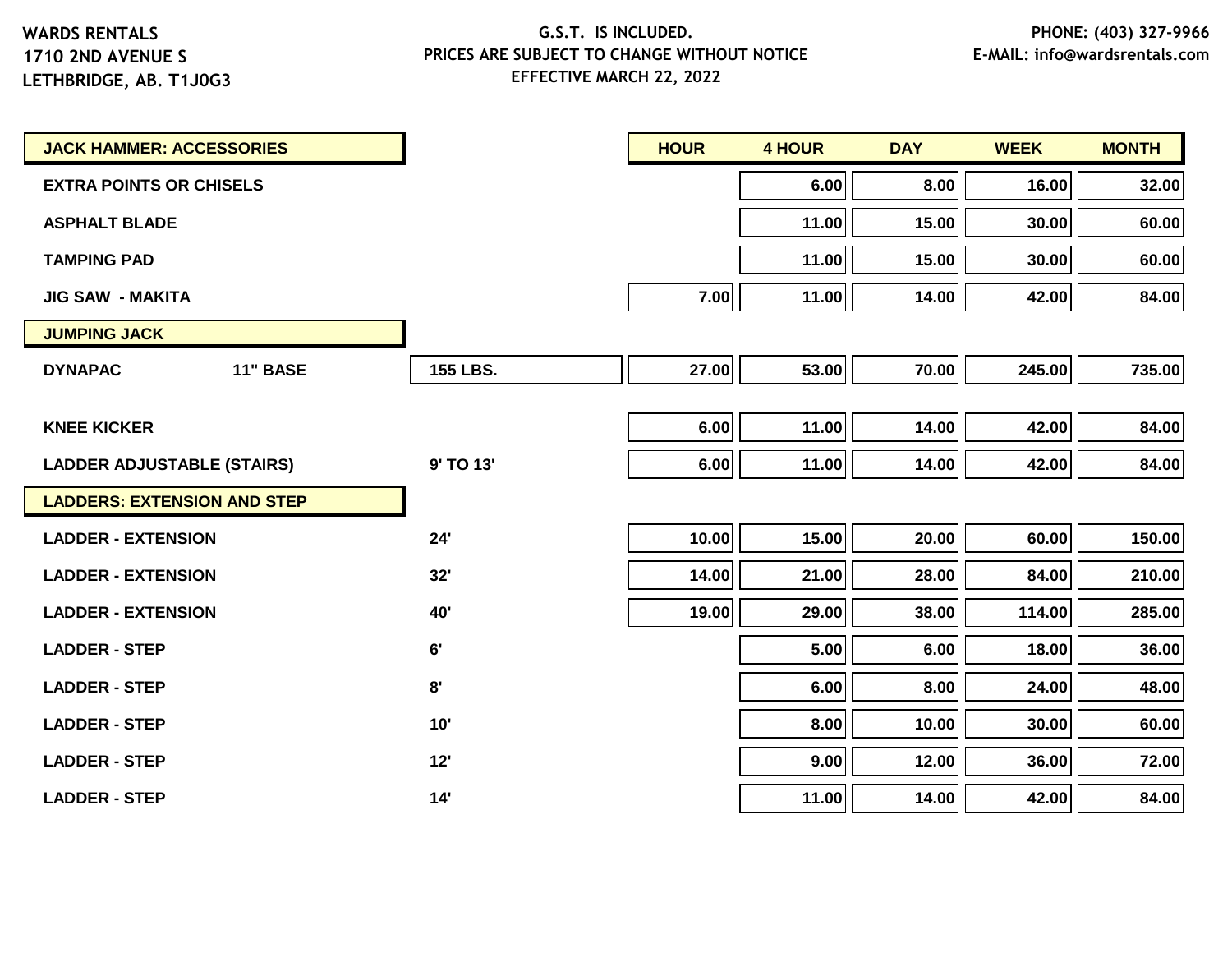WARDS RENTALS
1710 2ND AVENUE S
LETHBRIDGE, AB. T1J0G3

G.S.T. IS INCLUDED.
PRICES ARE SUBJECT TO CHANGE WITHOUT NOTICE
EFFECTIVE MARCH 22, 2022

PHONE: (403) 327-9966
E-MAIL: info@wardsrentals.com

| JACK HAMMER: ACCESSORIES | | | HOUR | 4 HOUR | DAY | WEEK | MONTH |
|---|---|---|---|---|---|---|---|
| EXTRA POINTS OR CHISELS | | | | 6.00 | 8.00 | 16.00 | 32.00 |
| ASPHALT BLADE | | | | 11.00 | 15.00 | 30.00 | 60.00 |
| TAMPING PAD | | | | 11.00 | 15.00 | 30.00 | 60.00 |
| JIG SAW - MAKITA | | | 7.00 | 11.00 | 14.00 | 42.00 | 84.00 |
| **JUMPING JACK** | | | | | | | |
| DYNAPAC | 11" BASE | 155 LBS. | 27.00 | 53.00 | 70.00 | 245.00 | 735.00 |
| KNEE KICKER | | | 6.00 | 11.00 | 14.00 | 42.00 | 84.00 |
| LADDER ADJUSTABLE (STAIRS) | | 9' TO 13' | 6.00 | 11.00 | 14.00 | 42.00 | 84.00 |
| **LADDERS: EXTENSION AND STEP** | | | | | | | |
| LADDER - EXTENSION | | 24' | 10.00 | 15.00 | 20.00 | 60.00 | 150.00 |
| LADDER - EXTENSION | | 32' | 14.00 | 21.00 | 28.00 | 84.00 | 210.00 |
| LADDER - EXTENSION | | 40' | 19.00 | 29.00 | 38.00 | 114.00 | 285.00 |
| LADDER - STEP | | 6' | | 5.00 | 6.00 | 18.00 | 36.00 |
| LADDER - STEP | | 8' | | 6.00 | 8.00 | 24.00 | 48.00 |
| LADDER - STEP | | 10' | | 8.00 | 10.00 | 30.00 | 60.00 |
| LADDER - STEP | | 12' | | 9.00 | 12.00 | 36.00 | 72.00 |
| LADDER - STEP | | 14' | | 11.00 | 14.00 | 42.00 | 84.00 |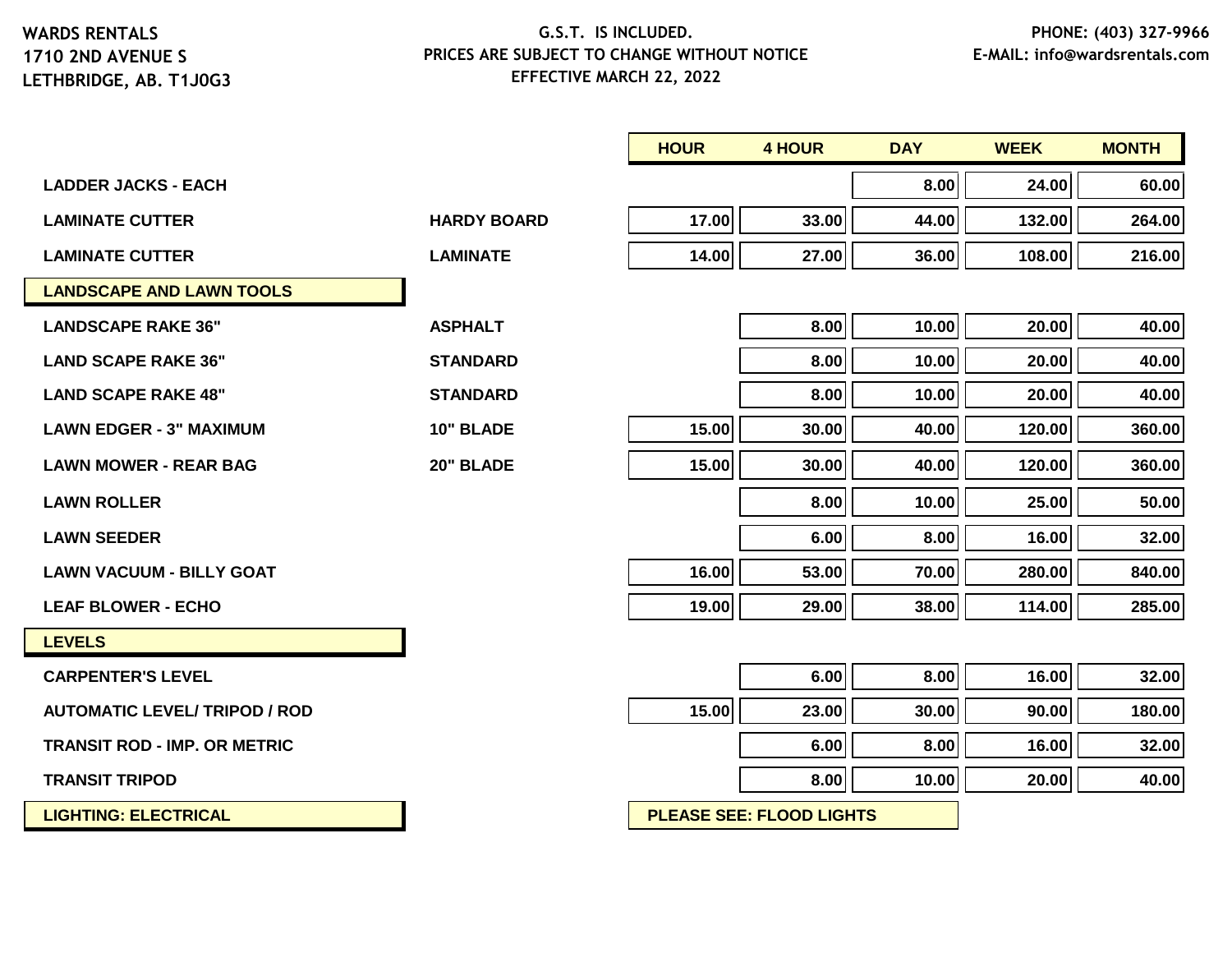WARDS RENTALS
1710 2ND AVENUE S
LETHBRIDGE, AB. T1J0G3

G.S.T. IS INCLUDED.
PRICES ARE SUBJECT TO CHANGE WITHOUT NOTICE
EFFECTIVE MARCH 22, 2022

PHONE: (403) 327-9966
E-MAIL: info@wardsrentals.com

| | | HOUR | 4 HOUR | DAY | WEEK | MONTH |
|---|---|---|---|---|---|---|
| **LADDER JACKS - EACH** | | | | 8.00 | 24.00 | 60.00 |
| **LAMINATE CUTTER** | **HARDY BOARD** | 17.00 | 33.00 | 44.00 | 132.00 | 264.00 |
| **LAMINATE CUTTER** | **LAMINATE** | 14.00 | 27.00 | 36.00 | 108.00 | 216.00 |
| **LANDSCAPE AND LAWN TOOLS** | | | | | | |
| **LANDSCAPE RAKE 36"** | **ASPHALT** | | 8.00 | 10.00 | 20.00 | 40.00 |
| **LAND SCAPE RAKE 36"** | **STANDARD** | | 8.00 | 10.00 | 20.00 | 40.00 |
| **LAND SCAPE RAKE 48"** | **STANDARD** | | 8.00 | 10.00 | 20.00 | 40.00 |
| **LAWN EDGER - 3" MAXIMUM** | **10" BLADE** | 15.00 | 30.00 | 40.00 | 120.00 | 360.00 |
| **LAWN MOWER - REAR BAG** | **20" BLADE** | 15.00 | 30.00 | 40.00 | 120.00 | 360.00 |
| **LAWN ROLLER** | | | 8.00 | 10.00 | 25.00 | 50.00 |
| **LAWN SEEDER** | | | 6.00 | 8.00 | 16.00 | 32.00 |
| **LAWN VACUUM - BILLY GOAT** | | 16.00 | 53.00 | 70.00 | 280.00 | 840.00 |
| **LEAF BLOWER - ECHO** | | 19.00 | 29.00 | 38.00 | 114.00 | 285.00 |
| **LEVELS** | | | | | | |
| **CARPENTER'S LEVEL** | | | 6.00 | 8.00 | 16.00 | 32.00 |
| **AUTOMATIC LEVEL/ TRIPOD / ROD** | | 15.00 | 23.00 | 30.00 | 90.00 | 180.00 |
| **TRANSIT ROD - IMP. OR METRIC** | | | 6.00 | 8.00 | 16.00 | 32.00 |
| **TRANSIT TRIPOD** | | | 8.00 | 10.00 | 20.00 | 40.00 |
| **LIGHTING: ELECTRICAL** | | **PLEASE SEE: FLOOD LIGHTS** | | | | |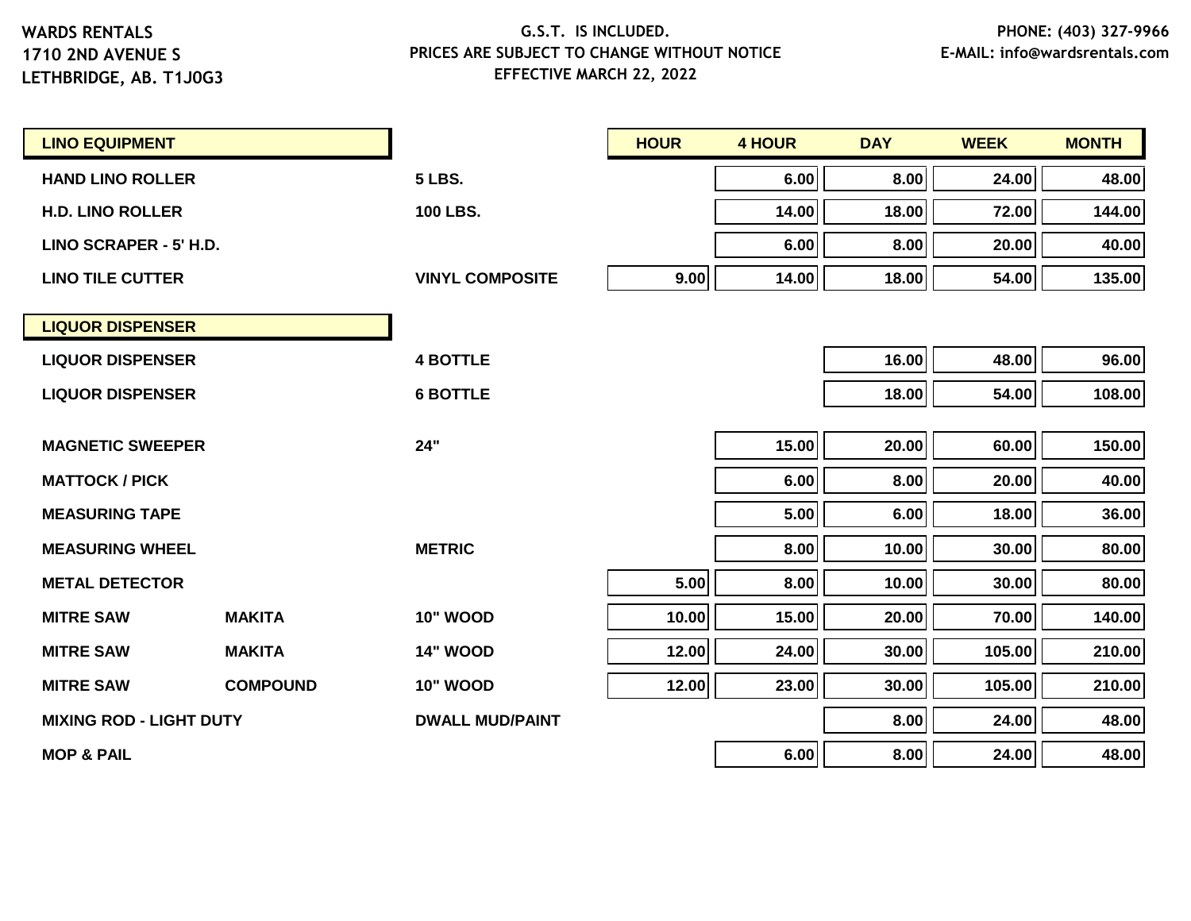WARDS RENTALS
1710 2ND AVENUE S
LETHBRIDGE, AB. T1J0G3

G.S.T. IS INCLUDED.
PRICES ARE SUBJECT TO CHANGE WITHOUT NOTICE
EFFECTIVE MARCH 22, 2022

PHONE: (403) 327-9966
E-MAIL: info@wardsrentals.com

| LINO EQUIPMENT | | | HOUR | 4 HOUR | DAY | WEEK | MONTH |
|---|---|---|---|---|---|---|---|
| HAND LINO ROLLER | | 5 LBS. | | 6.00 | 8.00 | 24.00 | 48.00 |
| H.D. LINO ROLLER | | 100 LBS. | | 14.00 | 18.00 | 72.00 | 144.00 |
| LINO SCRAPER - 5' H.D. | | | | 6.00 | 8.00 | 20.00 | 40.00 |
| LINO TILE CUTTER | | VINYL COMPOSITE | 9.00 | 14.00 | 18.00 | 54.00 | 135.00 |
| **LIQUOR DISPENSER** | | | | | | | |
| LIQUOR DISPENSER | | 4 BOTTLE | | | 16.00 | 48.00 | 96.00 |
| LIQUOR DISPENSER | | 6 BOTTLE | | | 18.00 | 54.00 | 108.00 |
| MAGNETIC SWEEPER | | 24" | | 15.00 | 20.00 | 60.00 | 150.00 |
| MATTOCK / PICK | | | | 6.00 | 8.00 | 20.00 | 40.00 |
| MEASURING TAPE | | | | 5.00 | 6.00 | 18.00 | 36.00 |
| MEASURING WHEEL | | METRIC | | 8.00 | 10.00 | 30.00 | 80.00 |
| METAL DETECTOR | | | 5.00 | 8.00 | 10.00 | 30.00 | 80.00 |
| MITRE SAW | MAKITA | 10" WOOD | 10.00 | 15.00 | 20.00 | 70.00 | 140.00 |
| MITRE SAW | MAKITA | 14" WOOD | 12.00 | 24.00 | 30.00 | 105.00 | 210.00 |
| MITRE SAW | COMPOUND | 10" WOOD | 12.00 | 23.00 | 30.00 | 105.00 | 210.00 |
| MIXING ROD - LIGHT DUTY | | DWALL MUD/PAINT | | | 8.00 | 24.00 | 48.00 |
| MOP & PAIL | | | | 6.00 | 8.00 | 24.00 | 48.00 |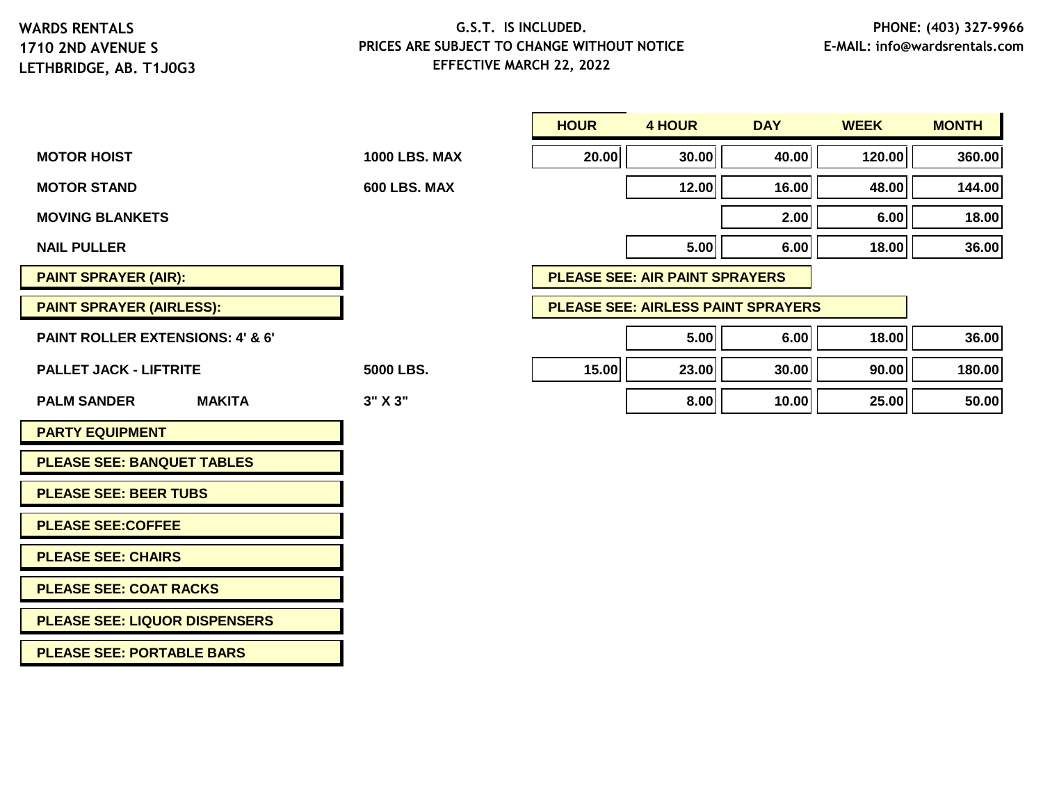WARDS RENTALS
1710 2ND AVENUE S
LETHBRIDGE, AB. T1J0G3

G.S.T. IS INCLUDED.
PRICES ARE SUBJECT TO CHANGE WITHOUT NOTICE
EFFECTIVE MARCH 22, 2022

PHONE: (403) 327-9966
E-MAIL: info@wardsrentals.com

| | | HOUR | 4 HOUR | DAY | WEEK | MONTH |
|---|---|---|---|---|---|---|
| **MOTOR HOIST** | **1000 LBS. MAX** | 20.00 | 30.00 | 40.00 | 120.00 | 360.00 |
| **MOTOR STAND** | **600 LBS. MAX** | | 12.00 | 16.00 | 48.00 | 144.00 |
| **MOVING BLANKETS** | | | | 2.00 | 6.00 | 18.00 |
| **NAIL PULLER** | | | 5.00 | 6.00 | 18.00 | 36.00 |
| **PAINT SPRAYER (AIR):** | | PLEASE SEE: AIR PAINT SPRAYERS | | | | |
| **PAINT SPRAYER (AIRLESS):** | | PLEASE SEE: AIRLESS PAINT SPRAYERS | | | | |
| **PAINT ROLLER EXTENSIONS: 4' & 6'** | | | 5.00 | 6.00 | 18.00 | 36.00 |
| **PALLET JACK - LIFTRITE** | **5000 LBS.** | 15.00 | 23.00 | 30.00 | 90.00 | 180.00 |
| **PALM SANDER MAKITA** | **3" X 3"** | | 8.00 | 10.00 | 25.00 | 50.00 |

**PARTY EQUIPMENT**

**PLEASE SEE: BANQUET TABLES**

**PLEASE SEE: BEER TUBS**

**PLEASE SEE:COFFEE**

**PLEASE SEE: CHAIRS**

**PLEASE SEE: COAT RACKS**

**PLEASE SEE: LIQUOR DISPENSERS**

**PLEASE SEE: PORTABLE BARS**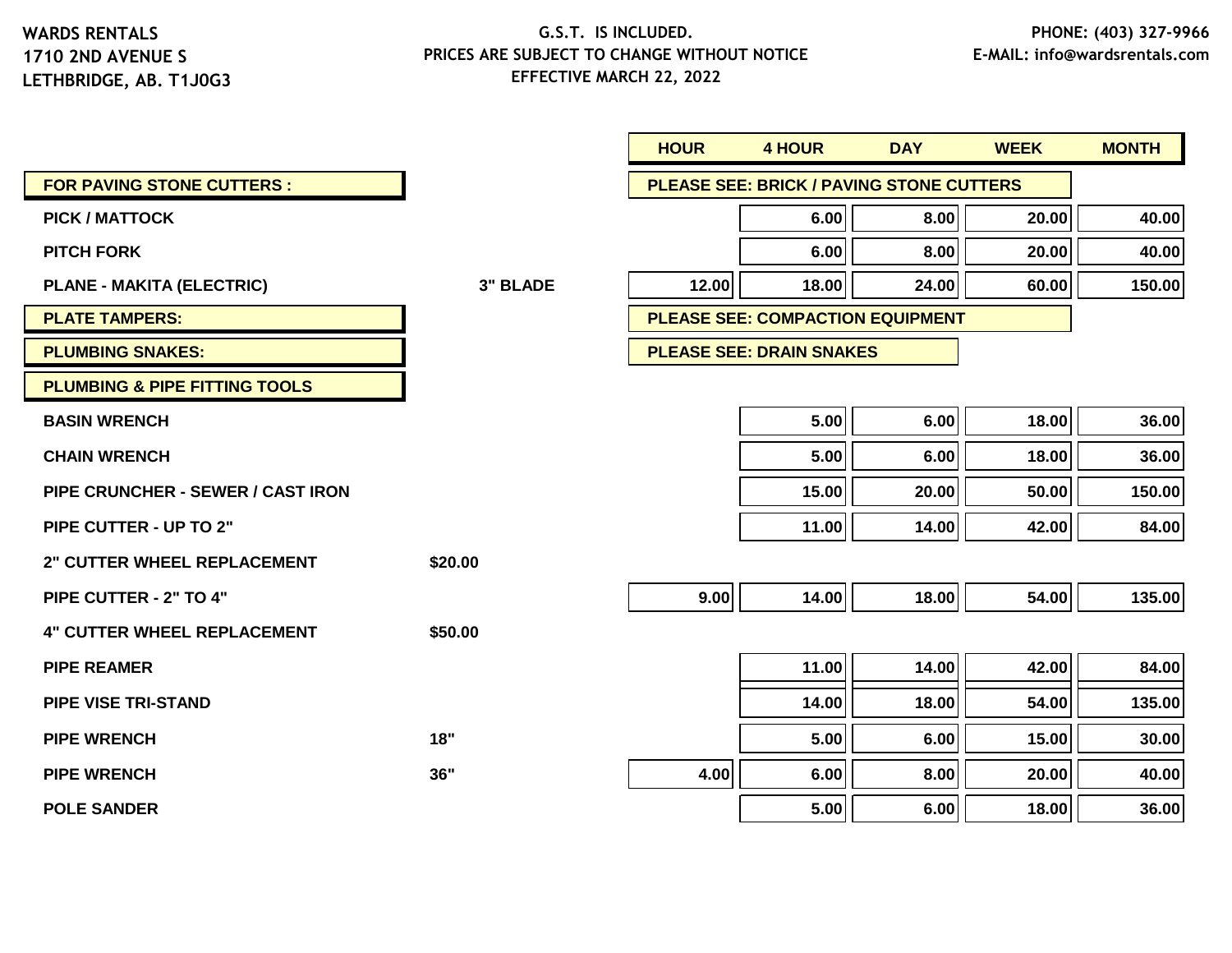WARDS RENTALS
1710 2ND AVENUE S
LETHBRIDGE, AB. T1J0G3

G.S.T. IS INCLUDED.
PRICES ARE SUBJECT TO CHANGE WITHOUT NOTICE
EFFECTIVE MARCH 22, 2022

PHONE: (403) 327-9966
E-MAIL: info@wardsrentals.com

| | | HOUR | 4 HOUR | DAY | WEEK | MONTH |
|---|---|---|---|---|---|---|
| **FOR PAVING STONE CUTTERS :** | | PLEASE SEE: BRICK / PAVING STONE CUTTERS | | | | |
| **PICK / MATTOCK** | | | 6.00 | 8.00 | 20.00 | 40.00 |
| **PITCH FORK** | | | 6.00 | 8.00 | 20.00 | 40.00 |
| **PLANE - MAKITA (ELECTRIC)** | 3" BLADE | 12.00 | 18.00 | 24.00 | 60.00 | 150.00 |
| **PLATE TAMPERS:** | | PLEASE SEE: COMPACTION EQUIPMENT | | | | |
| **PLUMBING SNAKES:** | | PLEASE SEE: DRAIN SNAKES | | | | |
| **PLUMBING & PIPE FITTING TOOLS** | | | | | | |
| **BASIN WRENCH** | | | 5.00 | 6.00 | 18.00 | 36.00 |
| **CHAIN WRENCH** | | | 5.00 | 6.00 | 18.00 | 36.00 |
| **PIPE CRUNCHER - SEWER / CAST IRON** | | | 15.00 | 20.00 | 50.00 | 150.00 |
| **PIPE CUTTER - UP TO 2"** | | | 11.00 | 14.00 | 42.00 | 84.00 |
| **2" CUTTER WHEEL REPLACEMENT** | $20.00 | | | | | |
| **PIPE CUTTER - 2" TO 4"** | | 9.00 | 14.00 | 18.00 | 54.00 | 135.00 |
| **4" CUTTER WHEEL REPLACEMENT** | $50.00 | | | | | |
| **PIPE REAMER** | | | 11.00 | 14.00 | 42.00 | 84.00 |
| **PIPE VISE TRI-STAND** | | | 14.00 | 18.00 | 54.00 | 135.00 |
| **PIPE WRENCH** | 18" | | 5.00 | 6.00 | 15.00 | 30.00 |
| **PIPE WRENCH** | 36" | 4.00 | 6.00 | 8.00 | 20.00 | 40.00 |
| **POLE SANDER** | | | 5.00 | 6.00 | 18.00 | 36.00 |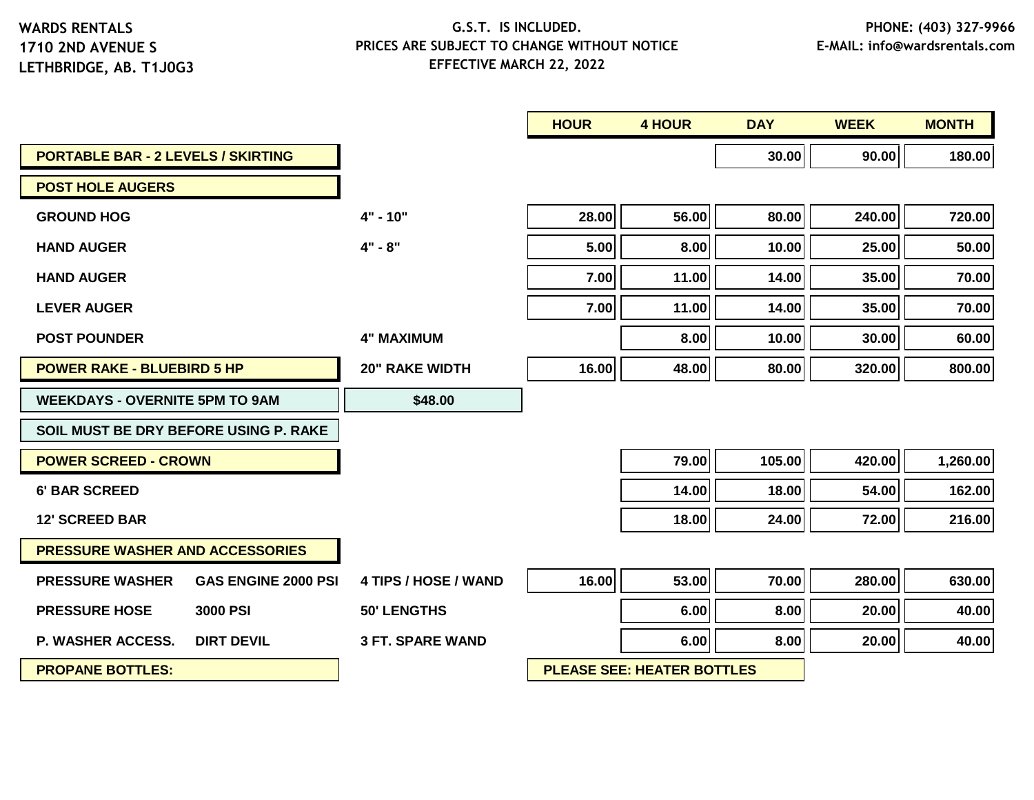WARDS RENTALS
1710 2ND AVENUE S
LETHBRIDGE, AB. T1J0G3

G.S.T. IS INCLUDED.
PRICES ARE SUBJECT TO CHANGE WITHOUT NOTICE
EFFECTIVE MARCH 22, 2022

PHONE: (403) 327-9966
E-MAIL: info@wardsrentals.com

| | | | HOUR | 4 HOUR | DAY | WEEK | MONTH |
|---|---|---|---|---|---|---|---|
| **PORTABLE BAR - 2 LEVELS / SKIRTING** | | | | | 30.00 | 90.00 | 180.00 |
| **POST HOLE AUGERS** | | | | | | | |
| GROUND HOG | | 4" - 10" | 28.00 | 56.00 | 80.00 | 240.00 | 720.00 |
| HAND AUGER | | 4" - 8" | 5.00 | 8.00 | 10.00 | 25.00 | 50.00 |
| HAND AUGER | | | 7.00 | 11.00 | 14.00 | 35.00 | 70.00 |
| LEVER AUGER | | | 7.00 | 11.00 | 14.00 | 35.00 | 70.00 |
| POST POUNDER | | 4" MAXIMUM | | 8.00 | 10.00 | 30.00 | 60.00 |
| **POWER RAKE - BLUEBIRD 5 HP** | | 20" RAKE WIDTH | 16.00 | 48.00 | 80.00 | 320.00 | 800.00 |
| WEEKDAYS - OVERNITE 5PM TO 9AM | | $48.00 | | | | | |
| SOIL MUST BE DRY BEFORE USING P. RAKE | | | | | | | |
| **POWER SCREED - CROWN** | | | | 79.00 | 105.00 | 420.00 | 1,260.00 |
| 6' BAR SCREED | | | | 14.00 | 18.00 | 54.00 | 162.00 |
| 12' SCREED BAR | | | | 18.00 | 24.00 | 72.00 | 216.00 |
| **PRESSURE WASHER AND ACCESSORIES** | | | | | | | |
| PRESSURE WASHER | GAS ENGINE 2000 PSI | 4 TIPS / HOSE / WAND | 16.00 | 53.00 | 70.00 | 280.00 | 630.00 |
| PRESSURE HOSE | 3000 PSI | 50' LENGTHS | | 6.00 | 8.00 | 20.00 | 40.00 |
| P. WASHER ACCESS. | DIRT DEVIL | 3 FT. SPARE WAND | | 6.00 | 8.00 | 20.00 | 40.00 |
| **PROPANE BOTTLES:** | | | PLEASE SEE: HEATER BOTTLES | | | | |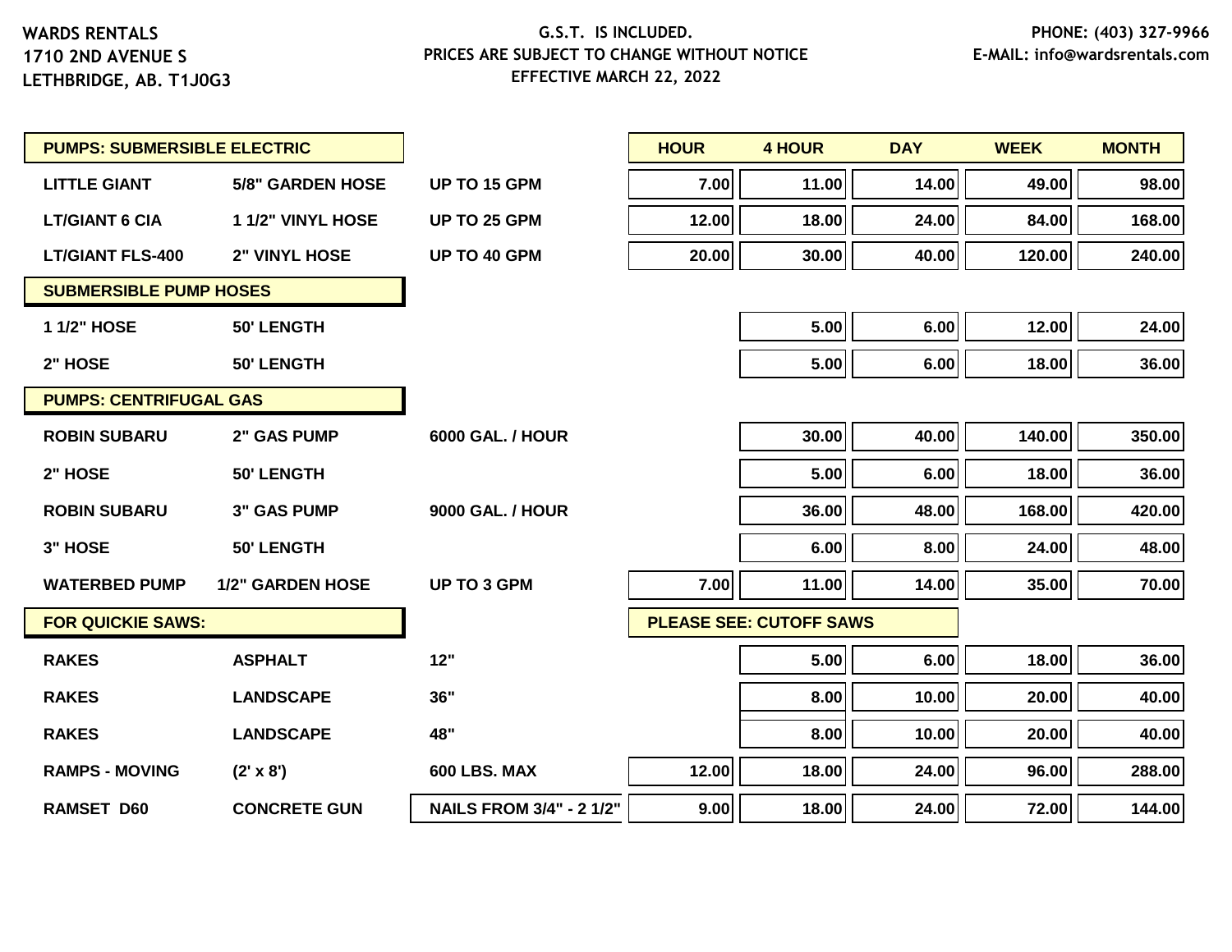WARDS RENTALS
1710 2ND AVENUE S
LETHBRIDGE, AB. T1J0G3

G.S.T. IS INCLUDED.
PRICES ARE SUBJECT TO CHANGE WITHOUT NOTICE
EFFECTIVE MARCH 22, 2022

PHONE: (403) 327-9966
E-MAIL: info@wardsrentals.com

| PUMPS: SUBMERSIBLE ELECTRIC | | | HOUR | 4 HOUR | DAY | WEEK | MONTH |
|---|---|---|---|---|---|---|---|
| LITTLE GIANT | 5/8" GARDEN HOSE | UP TO 15 GPM | 7.00 | 11.00 | 14.00 | 49.00 | 98.00 |
| LT/GIANT 6 CIA | 1 1/2" VINYL HOSE | UP TO 25 GPM | 12.00 | 18.00 | 24.00 | 84.00 | 168.00 |
| LT/GIANT FLS-400 | 2" VINYL HOSE | UP TO 40 GPM | 20.00 | 30.00 | 40.00 | 120.00 | 240.00 |
| **SUBMERSIBLE PUMP HOSES** | | | | | | | |
| 1 1/2" HOSE | 50' LENGTH | | | 5.00 | 6.00 | 12.00 | 24.00 |
| 2" HOSE | 50' LENGTH | | | 5.00 | 6.00 | 18.00 | 36.00 |
| **PUMPS: CENTRIFUGAL GAS** | | | | | | | |
| ROBIN SUBARU | 2" GAS PUMP | 6000 GAL. / HOUR | | 30.00 | 40.00 | 140.00 | 350.00 |
| 2" HOSE | 50' LENGTH | | | 5.00 | 6.00 | 18.00 | 36.00 |
| ROBIN SUBARU | 3" GAS PUMP | 9000 GAL. / HOUR | | 36.00 | 48.00 | 168.00 | 420.00 |
| 3" HOSE | 50' LENGTH | | | 6.00 | 8.00 | 24.00 | 48.00 |
| WATERBED PUMP | 1/2" GARDEN HOSE | UP TO 3 GPM | 7.00 | 11.00 | 14.00 | 35.00 | 70.00 |
| **FOR QUICKIE SAWS:** | | | PLEASE SEE: CUTOFF SAWS | | | | |
| RAKES | ASPHALT | 12" | | 5.00 | 6.00 | 18.00 | 36.00 |
| RAKES | LANDSCAPE | 36" | | 8.00 | 10.00 | 20.00 | 40.00 |
| RAKES | LANDSCAPE | 48" | | 8.00 | 10.00 | 20.00 | 40.00 |
| RAMPS - MOVING | (2' x 8') | 600 LBS. MAX | 12.00 | 18.00 | 24.00 | 96.00 | 288.00 |
| RAMSET D60 | CONCRETE GUN | NAILS FROM 3/4" - 2 1/2" | 9.00 | 18.00 | 24.00 | 72.00 | 144.00 |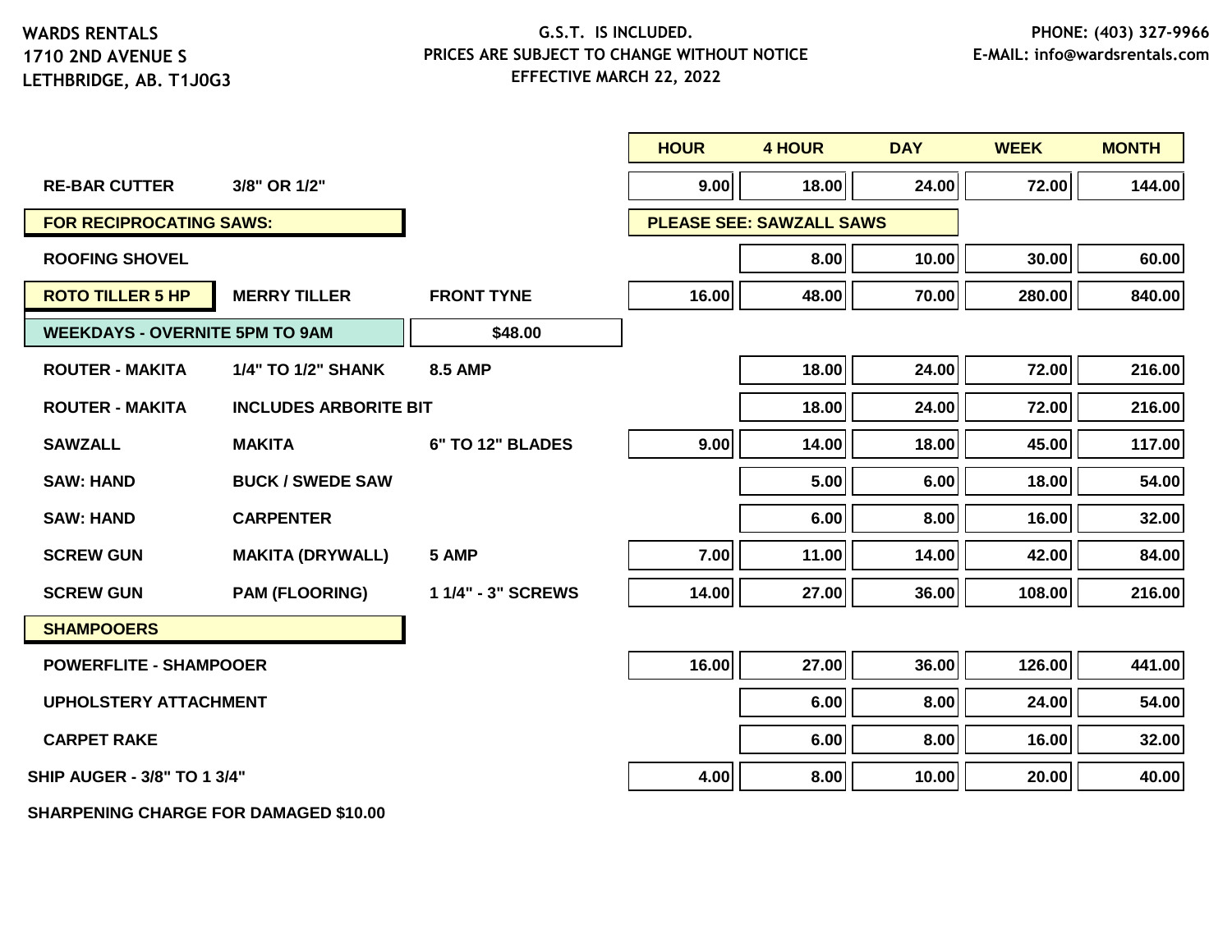WARDS RENTALS
1710 2ND AVENUE S
LETHBRIDGE, AB. T1J0G3

G.S.T. IS INCLUDED.
PRICES ARE SUBJECT TO CHANGE WITHOUT NOTICE
EFFECTIVE MARCH 22, 2022

PHONE: (403) 327-9966
E-MAIL: info@wardsrentals.com

| | | | HOUR | 4 HOUR | DAY | WEEK | MONTH |
|---|---|---|---|---|---|---|---|
| RE-BAR CUTTER | 3/8" OR 1/2" | | 9.00 | 18.00 | 24.00 | 72.00 | 144.00 |
| FOR RECIPROCATING SAWS: | | | PLEASE SEE: SAWZALL SAWS | | | | |
| ROOFING SHOVEL | | | | 8.00 | 10.00 | 30.00 | 60.00 |
| ROTO TILLER 5 HP | MERRY TILLER | FRONT TYNE | 16.00 | 48.00 | 70.00 | 280.00 | 840.00 |
| WEEKDAYS - OVERNITE 5PM TO 9AM | | $48.00 | | | | | |
| ROUTER - MAKITA | 1/4" TO 1/2" SHANK | 8.5 AMP | | 18.00 | 24.00 | 72.00 | 216.00 |
| ROUTER - MAKITA | INCLUDES ARBORITE BIT | | | 18.00 | 24.00 | 72.00 | 216.00 |
| SAWZALL | MAKITA | 6" TO 12" BLADES | 9.00 | 14.00 | 18.00 | 45.00 | 117.00 |
| SAW: HAND | BUCK / SWEDE SAW | | | 5.00 | 6.00 | 18.00 | 54.00 |
| SAW: HAND | CARPENTER | | | 6.00 | 8.00 | 16.00 | 32.00 |
| SCREW GUN | MAKITA (DRYWALL) | 5 AMP | 7.00 | 11.00 | 14.00 | 42.00 | 84.00 |
| SCREW GUN | PAM (FLOORING) | 1 1/4" - 3" SCREWS | 14.00 | 27.00 | 36.00 | 108.00 | 216.00 |
| SHAMPOOERS | | | | | | | |
| POWERFLITE - SHAMPOOER | | | 16.00 | 27.00 | 36.00 | 126.00 | 441.00 |
| UPHOLSTERY ATTACHMENT | | | | 6.00 | 8.00 | 24.00 | 54.00 |
| CARPET RAKE | | | | 6.00 | 8.00 | 16.00 | 32.00 |
| SHIP AUGER - 3/8" TO 1 3/4" | | | 4.00 | 8.00 | 10.00 | 20.00 | 40.00 |

SHARPENING CHARGE FOR DAMAGED $10.00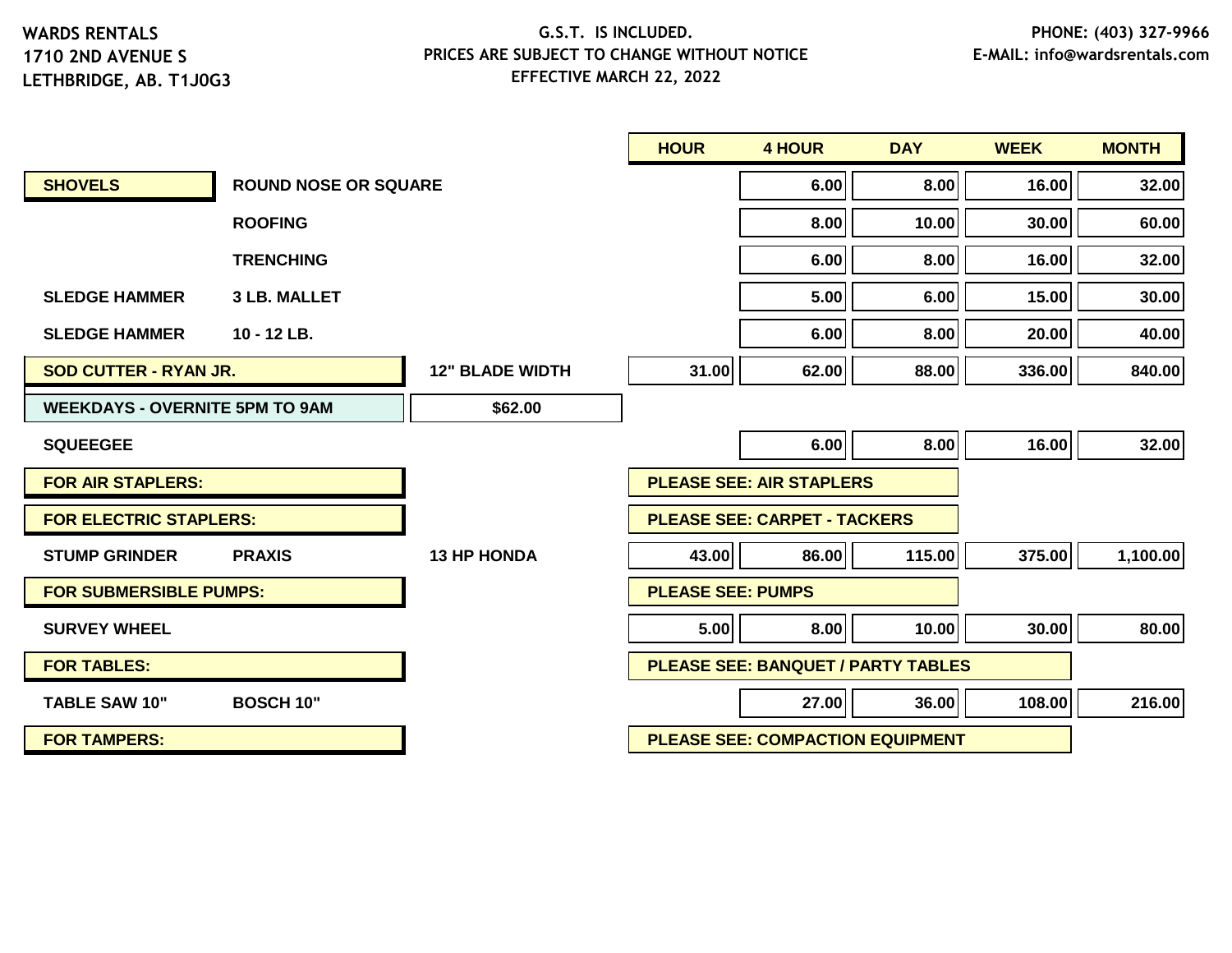WARDS RENTALS
1710 2ND AVENUE S
LETHBRIDGE, AB. T1J0G3

G.S.T. IS INCLUDED.
PRICES ARE SUBJECT TO CHANGE WITHOUT NOTICE
EFFECTIVE MARCH 22, 2022

PHONE: (403) 327-9966
E-MAIL: info@wardsrentals.com

| | | | HOUR | 4 HOUR | DAY | WEEK | MONTH |
|---|---|---|---|---|---|---|---|
| **SHOVELS** | **ROUND NOSE OR SQUARE** | | | 6.00 | 8.00 | 16.00 | 32.00 |
| | **ROOFING** | | | 8.00 | 10.00 | 30.00 | 60.00 |
| | **TRENCHING** | | | 6.00 | 8.00 | 16.00 | 32.00 |
| **SLEDGE HAMMER** | **3 LB. MALLET** | | | 5.00 | 6.00 | 15.00 | 30.00 |
| **SLEDGE HAMMER** | **10 - 12 LB.** | | | 6.00 | 8.00 | 20.00 | 40.00 |
| **SOD CUTTER - RYAN JR.** | | **12" BLADE WIDTH** | 31.00 | 62.00 | 88.00 | 336.00 | 840.00 |
| **WEEKDAYS - OVERNITE 5PM TO 9AM** | | **$62.00** | | | | | |
| **SQUEEGEE** | | | | 6.00 | 8.00 | 16.00 | 32.00 |
| **FOR AIR STAPLERS:** | | | **PLEASE SEE: AIR STAPLERS** | | | | |
| **FOR ELECTRIC STAPLERS:** | | | **PLEASE SEE: CARPET - TACKERS** | | | | |
| **STUMP GRINDER** | **PRAXIS** | **13 HP HONDA** | 43.00 | 86.00 | 115.00 | 375.00 | 1,100.00 |
| **FOR SUBMERSIBLE PUMPS:** | | | **PLEASE SEE: PUMPS** | | | | |
| **SURVEY WHEEL** | | | 5.00 | 8.00 | 10.00 | 30.00 | 80.00 |
| **FOR TABLES:** | | | **PLEASE SEE: BANQUET / PARTY TABLES** | | | | |
| **TABLE SAW 10"** | **BOSCH 10"** | | | 27.00 | 36.00 | 108.00 | 216.00 |
| **FOR TAMPERS:** | | | **PLEASE SEE: COMPACTION EQUIPMENT** | | | | |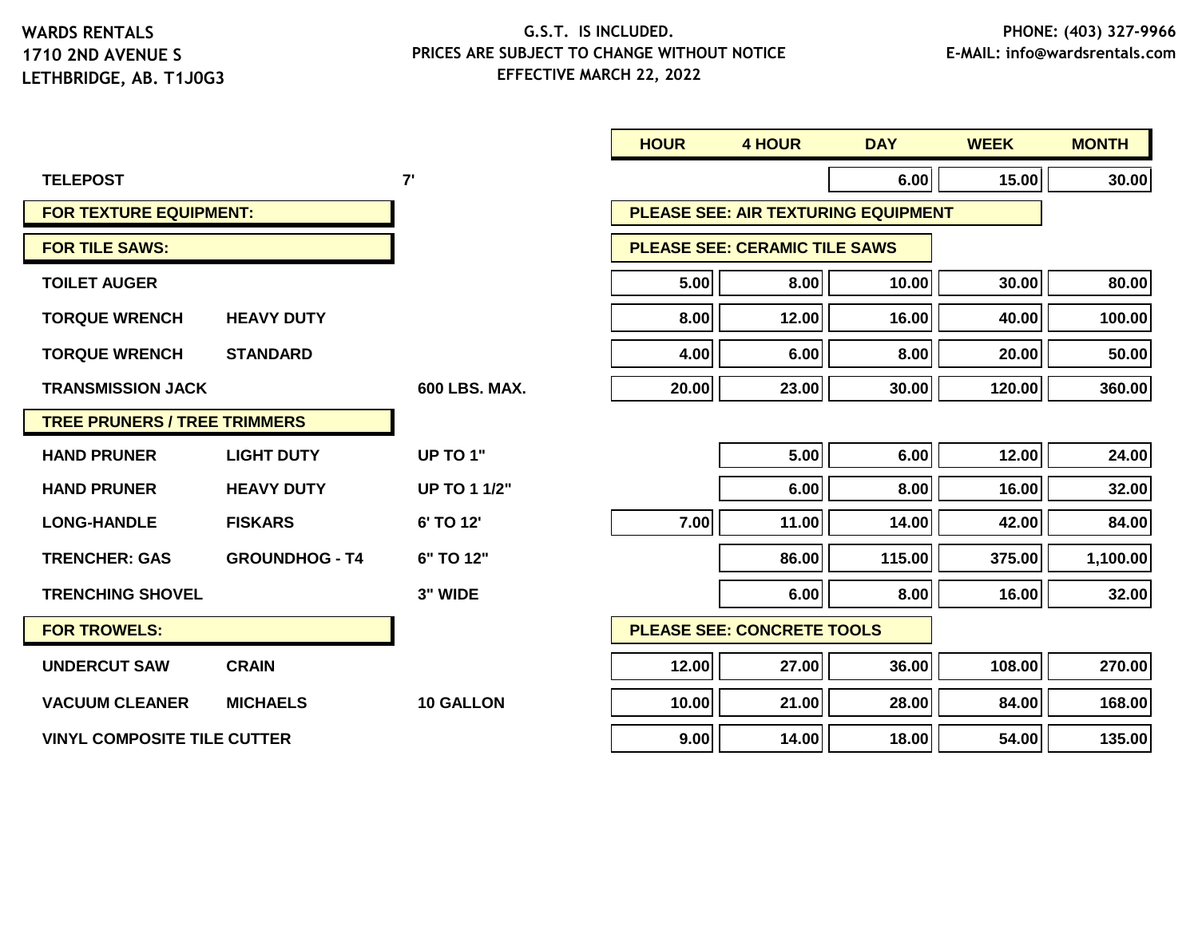WARDS RENTALS
1710 2ND AVENUE S
LETHBRIDGE, AB. T1J0G3

G.S.T. IS INCLUDED.
PRICES ARE SUBJECT TO CHANGE WITHOUT NOTICE
EFFECTIVE MARCH 22, 2022

PHONE: (403) 327-9966
E-MAIL: info@wardsrentals.com

| | | | HOUR | 4 HOUR | DAY | WEEK | MONTH |
|---|---|---|---|---|---|---|---|
| **TELEPOST** | | 7' | | | 6.00 | 15.00 | 30.00 |
| **FOR TEXTURE EQUIPMENT:** | | | PLEASE SEE: AIR TEXTURING EQUIPMENT | | | | |
| **FOR TILE SAWS:** | | | PLEASE SEE: CERAMIC TILE SAWS | | | | |
| **TOILET AUGER** | | | 5.00 | 8.00 | 10.00 | 30.00 | 80.00 |
| **TORQUE WRENCH** | HEAVY DUTY | | 8.00 | 12.00 | 16.00 | 40.00 | 100.00 |
| **TORQUE WRENCH** | STANDARD | | 4.00 | 6.00 | 8.00 | 20.00 | 50.00 |
| **TRANSMISSION JACK** | | 600 LBS. MAX. | 20.00 | 23.00 | 30.00 | 120.00 | 360.00 |
| **TREE PRUNERS / TREE TRIMMERS** | | | | | | | |
| **HAND PRUNER** | LIGHT DUTY | UP TO 1" | | 5.00 | 6.00 | 12.00 | 24.00 |
| **HAND PRUNER** | HEAVY DUTY | UP TO 1 1/2" | | 6.00 | 8.00 | 16.00 | 32.00 |
| **LONG-HANDLE** | FISKARS | 6' TO 12' | 7.00 | 11.00 | 14.00 | 42.00 | 84.00 |
| **TRENCHER: GAS** | GROUNDHOG - T4 | 6" TO 12" | | 86.00 | 115.00 | 375.00 | 1,100.00 |
| **TRENCHING SHOVEL** | | 3" WIDE | | 6.00 | 8.00 | 16.00 | 32.00 |
| **FOR TROWELS:** | | | PLEASE SEE: CONCRETE TOOLS | | | | |
| **UNDERCUT SAW** | CRAIN | | 12.00 | 27.00 | 36.00 | 108.00 | 270.00 |
| **VACUUM CLEANER** | MICHAELS | 10 GALLON | 10.00 | 21.00 | 28.00 | 84.00 | 168.00 |
| **VINYL COMPOSITE TILE CUTTER** | | | 9.00 | 14.00 | 18.00 | 54.00 | 135.00 |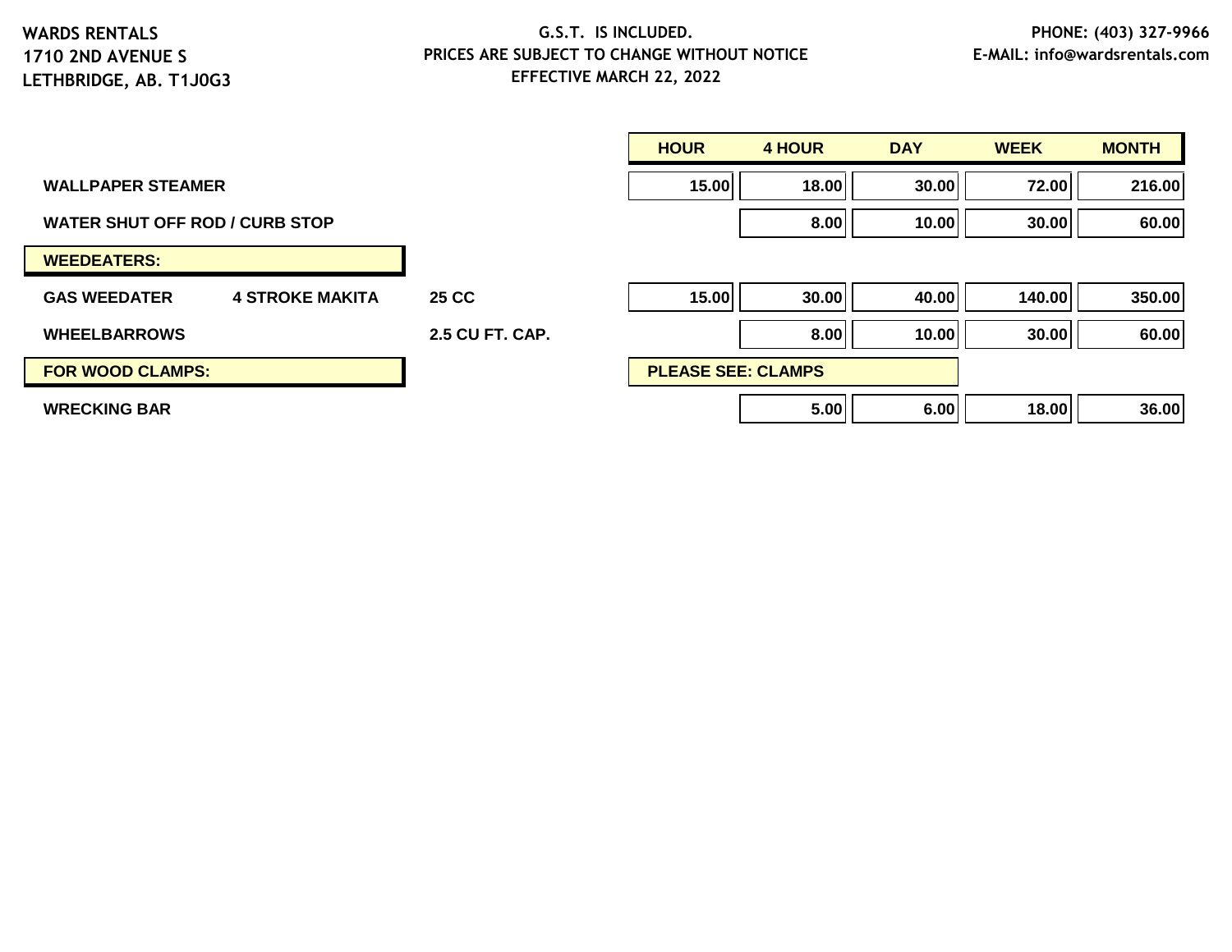WARDS RENTALS
1710 2ND AVENUE S
LETHBRIDGE, AB. T1J0G3

G.S.T. IS INCLUDED.
PRICES ARE SUBJECT TO CHANGE WITHOUT NOTICE
EFFECTIVE MARCH 22, 2022

PHONE: (403) 327-9966
E-MAIL: info@wardsrentals.com

| | | | HOUR | 4 HOUR | DAY | WEEK | MONTH |
|---|---|---|---|---|---|---|---|
| WALLPAPER STEAMER | | | 15.00 | 18.00 | 30.00 | 72.00 | 216.00 |
| WATER SHUT OFF ROD / CURB STOP | | | | 8.00 | 10.00 | 30.00 | 60.00 |
| **WEEDEATERS:** | | | | | | | |
| GAS WEEDATER | 4 STROKE MAKITA | 25 CC | 15.00 | 30.00 | 40.00 | 140.00 | 350.00 |
| WHEELBARROWS | | 2.5 CU FT. CAP. | | 8.00 | 10.00 | 30.00 | 60.00 |
| **FOR WOOD CLAMPS:** | | | PLEASE SEE: CLAMPS | | | | |
| WRECKING BAR | | | | 5.00 | 6.00 | 18.00 | 36.00 |